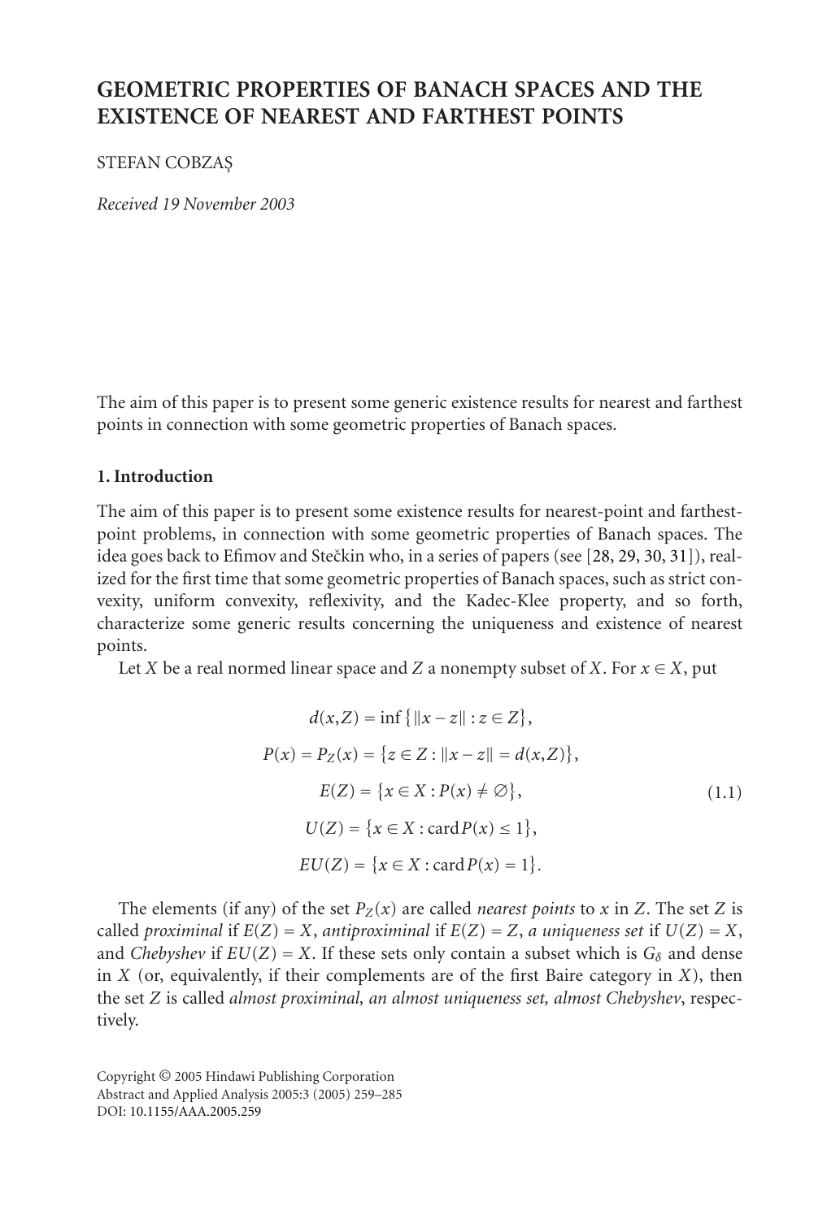# GEOMETRIC PROPERTIES OF BANACH SPACES AND THE EXISTENCE OF NEAREST AND FARTHEST POINTS

STEFAN COBZAŞ

*Received 19 November 2003*

The aim of this paper is to present some generic existence results for nearest and farthest points in connection with some geometric properties of Banach spaces.

## 1. Introduction

The aim of this paper is to present some existence results for nearest-point and farthest-point problems, in connection with some geometric properties of Banach spaces. The idea goes back to Efimov and Stečkin who, in a series of papers (see [28, 29, 30, 31]), realized for the first time that some geometric properties of Banach spaces, such as strict convexity, uniform convexity, reflexivity, and the Kadec-Klee property, and so forth, characterize some generic results concerning the uniqueness and existence of nearest points.

Let $X$ be a real normed linear space and $Z$ a nonempty subset of $X$. For $x \in X$, put

$$
\begin{aligned}
d(x,Z) &= \inf\{\|x-z\| : z \in Z\}, \\
P(x) = P_Z(x) &= \{z \in Z : \|x-z\| = d(x,Z)\}, \\
E(Z) &= \{x \in X : P(x) \neq \emptyset\}, \\
U(Z) &= \{x \in X : \operatorname{card} P(x) \leq 1\}, \\
EU(Z) &= \{x \in X : \operatorname{card} P(x) = 1\}.
\end{aligned}
\tag{1.1}
$$

The elements (if any) of the set $P_Z(x)$ are called *nearest points* to $x$ in $Z$. The set $Z$ is called *proximinal* if $E(Z) = X$, *antiproximinal* if $E(Z) = Z$, *a uniqueness set* if $U(Z) = X$, and *Chebyshev* if $EU(Z) = X$. If these sets only contain a subset which is $G_\delta$ and dense in $X$ (or, equivalently, if their complements are of the first Baire category in $X$), then the set $Z$ is called *almost proximinal, an almost uniqueness set, almost Chebyshev*, respectively.

Copyright © 2005 Hindawi Publishing Corporation
Abstract and Applied Analysis 2005:3 (2005) 259–285
DOI: 10.1155/AAA.2005.259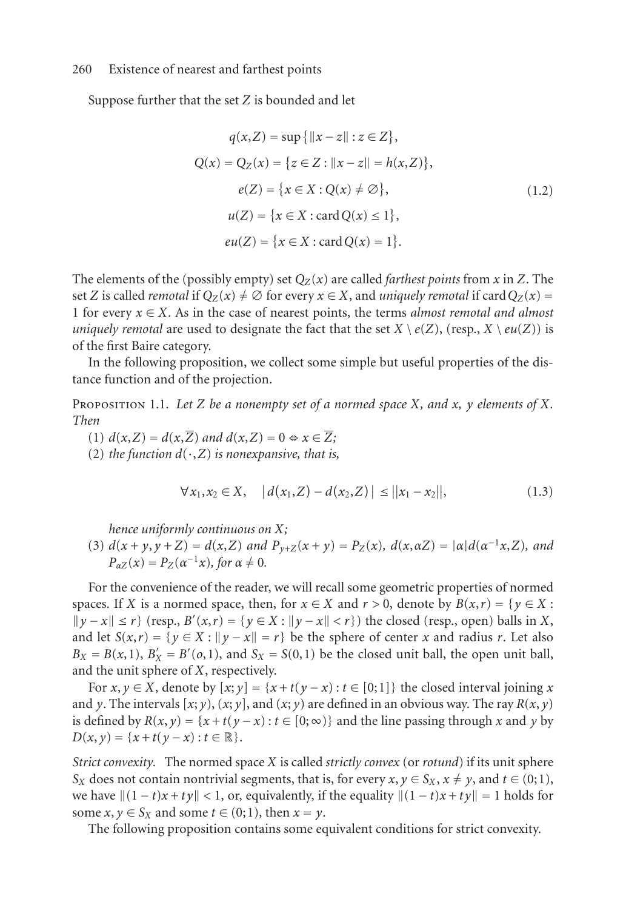Suppose further that the set $Z$ is bounded and let

$$
\begin{aligned}
q(x,Z) &= \sup\{\|x-z\| : z \in Z\}, \\
Q(x) = Q_Z(x) &= \{z \in Z : \|x-z\| = h(x,Z)\}, \\
e(Z) &= \{x \in X : Q(x) \neq \varnothing\}, \\
u(Z) &= \{x \in X : \operatorname{card} Q(x) \leq 1\}, \\
eu(Z) &= \{x \in X : \operatorname{card} Q(x) = 1\}.
\end{aligned}
\tag{1.2}
$$

The elements of the (possibly empty) set $Q_Z(x)$ are called *farthest points* from $x$ in $Z$. The set $Z$ is called *remotal* if $Q_Z(x) \neq \varnothing$ for every $x \in X$, and *uniquely remotal* if $\operatorname{card} Q_Z(x) = 1$ for every $x \in X$. As in the case of nearest points, the terms *almost remotal and almost uniquely remotal* are used to designate the fact that the set $X \setminus e(Z)$, (resp., $X \setminus eu(Z)$) is of the first Baire category.

In the following proposition, we collect some simple but useful properties of the distance function and of the projection.

Proposition 1.1. *Let $Z$ be a nonempty set of a normed space $X$, and $x$, $y$ elements of $X$. Then*

(1) *$d(x,Z) = d(x,\overline{Z})$ and $d(x,Z) = 0 \Leftrightarrow x \in \overline{Z}$;*

(2) *the function $d(\cdot,Z)$ is nonexpansive, that is,*

$$
\forall x_1, x_2 \in X, \quad |d(x_1,Z) - d(x_2,Z)| \leq \|x_1 - x_2\|,
\tag{1.3}
$$

*hence uniformly continuous on $X$;*

(3) *$d(x+y, y+Z) = d(x,Z)$ and $P_{y+Z}(x+y) = P_Z(x)$, $d(x,\alpha Z) = |\alpha| d(\alpha^{-1}x, Z)$, and $P_{\alpha Z}(x) = P_Z(\alpha^{-1}x)$, for $\alpha \neq 0$.*

For the convenience of the reader, we will recall some geometric properties of normed spaces. If $X$ is a normed space, then, for $x \in X$ and $r > 0$, denote by $B(x,r) = \{y \in X : \|y - x\| \leq r\}$ (resp., $B'(x,r) = \{y \in X : \|y - x\| < r\}$) the closed (resp., open) balls in $X$, and let $S(x,r) = \{y \in X : \|y - x\| = r\}$ be the sphere of center $x$ and radius $r$. Let also $B_X = B(x,1)$, $B'_X = B'(o,1)$, and $S_X = S(0,1)$ be the closed unit ball, the open unit ball, and the unit sphere of $X$, respectively.

For $x, y \in X$, denote by $[x;y] = \{x + t(y-x) : t \in [0;1]\}$ the closed interval joining $x$ and $y$. The intervals $[x;y)$, $(x;y]$, and $(x;y)$ are defined in an obvious way. The ray $R(x,y)$ is defined by $R(x,y) = \{x + t(y-x) : t \in [0;\infty)\}$ and the line passing through $x$ and $y$ by $D(x,y) = \{x + t(y-x) : t \in \mathbb{R}\}$.

*Strict convexity.* The normed space $X$ is called *strictly convex* (or *rotund*) if its unit sphere $S_X$ does not contain nontrivial segments, that is, for every $x, y \in S_X$, $x \neq y$, and $t \in (0;1)$, we have $\|(1-t)x + ty\| < 1$, or, equivalently, if the equality $\|(1-t)x + ty\| = 1$ holds for some $x, y \in S_X$ and some $t \in (0;1)$, then $x = y$.

The following proposition contains some equivalent conditions for strict convexity.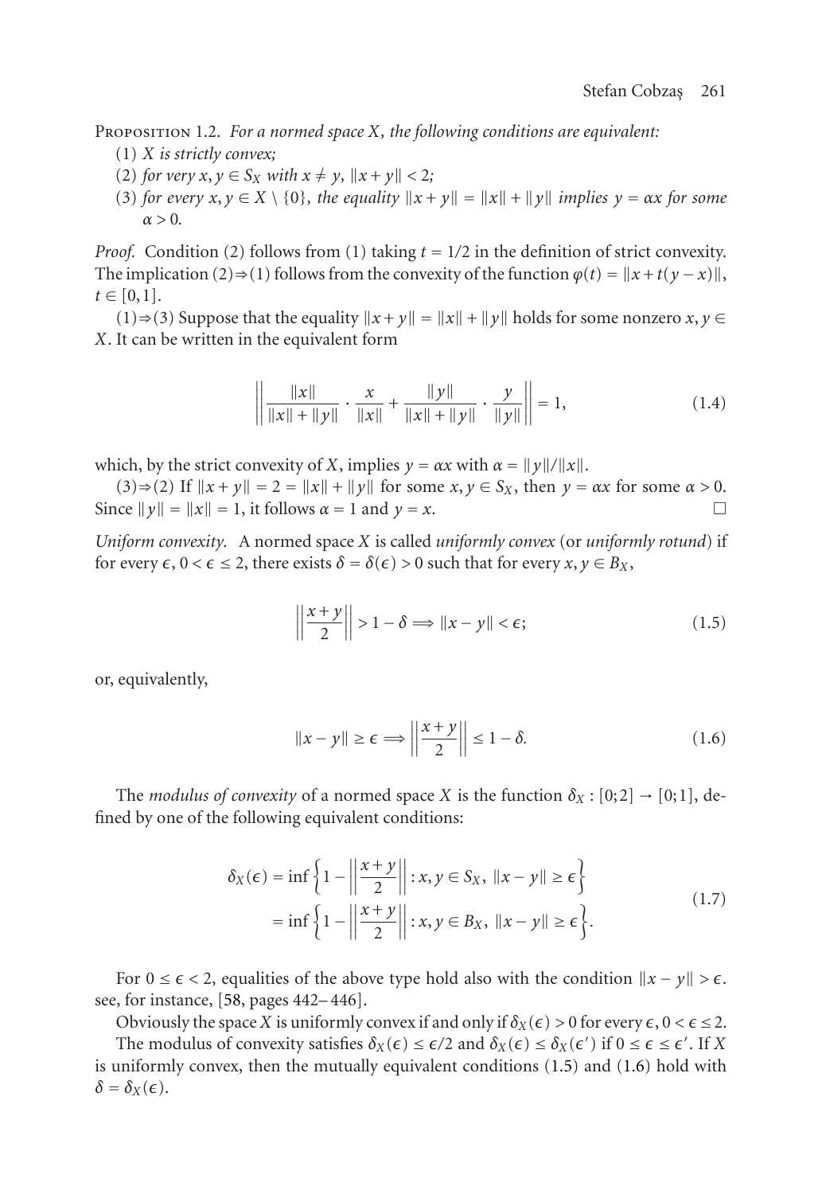Proposition 1.2. *For a normed space $X$, the following conditions are equivalent:*

(1) *$X$ is strictly convex;*

(2) *for very $x, y \in S_X$ with $x \neq y$, $\|x + y\| < 2$;*

(3) *for every $x, y \in X \setminus \{0\}$, the equality $\|x + y\| = \|x\| + \|y\|$ implies $y = \alpha x$ for some $\alpha > 0$.*

*Proof.* Condition (2) follows from (1) taking $t = 1/2$ in the definition of strict convexity. The implication (2)⇒(1) follows from the convexity of the function $\varphi(t) = \|x + t(y - x)\|$, $t \in [0,1]$.

(1)⇒(3) Suppose that the equality $\|x + y\| = \|x\| + \|y\|$ holds for some nonzero $x, y \in X$. It can be written in the equivalent form

$$\left\| \frac{\|x\|}{\|x\| + \|y\|} \cdot \frac{x}{\|x\|} + \frac{\|y\|}{\|x\| + \|y\|} \cdot \frac{y}{\|y\|} \right\| = 1, \tag{1.4}$$

which, by the strict convexity of $X$, implies $y = \alpha x$ with $\alpha = \|y\|/\|x\|$.

(3)⇒(2) If $\|x + y\| = 2 = \|x\| + \|y\|$ for some $x, y \in S_X$, then $y = \alpha x$ for some $\alpha > 0$. Since $\|y\| = \|x\| = 1$, it follows $\alpha = 1$ and $y = x$. □

*Uniform convexity.* A normed space $X$ is called *uniformly convex* (or *uniformly rotund*) if for every $\epsilon$, $0 < \epsilon \leq 2$, there exists $\delta = \delta(\epsilon) > 0$ such that for every $x, y \in B_X$,

$$\left\| \frac{x + y}{2} \right\| > 1 - \delta \Longrightarrow \|x - y\| < \epsilon; \tag{1.5}$$

or, equivalently,

$$\|x - y\| \geq \epsilon \Longrightarrow \left\| \frac{x + y}{2} \right\| \leq 1 - \delta. \tag{1.6}$$

The *modulus of convexity* of a normed space $X$ is the function $\delta_X : [0;2] \to [0;1]$, defined by one of the following equivalent conditions:

$$\begin{aligned} \delta_X(\epsilon) &= \inf\left\{ 1 - \left\| \frac{x + y}{2} \right\| : x, y \in S_X,\ \|x - y\| \geq \epsilon \right\} \\ &= \inf\left\{ 1 - \left\| \frac{x + y}{2} \right\| : x, y \in B_X,\ \|x - y\| \geq \epsilon \right\}. \end{aligned} \tag{1.7}$$

For $0 \leq \epsilon < 2$, equalities of the above type hold also with the condition $\|x - y\| > \epsilon$. see, for instance, [58, pages 442–446].

Obviously the space $X$ is uniformly convex if and only if $\delta_X(\epsilon) > 0$ for every $\epsilon$, $0 < \epsilon \leq 2$.

The modulus of convexity satisfies $\delta_X(\epsilon) \leq \epsilon/2$ and $\delta_X(\epsilon) \leq \delta_X(\epsilon')$ if $0 \leq \epsilon \leq \epsilon'$. If $X$ is uniformly convex, then the mutually equivalent conditions (1.5) and (1.6) hold with $\delta = \delta_X(\epsilon)$.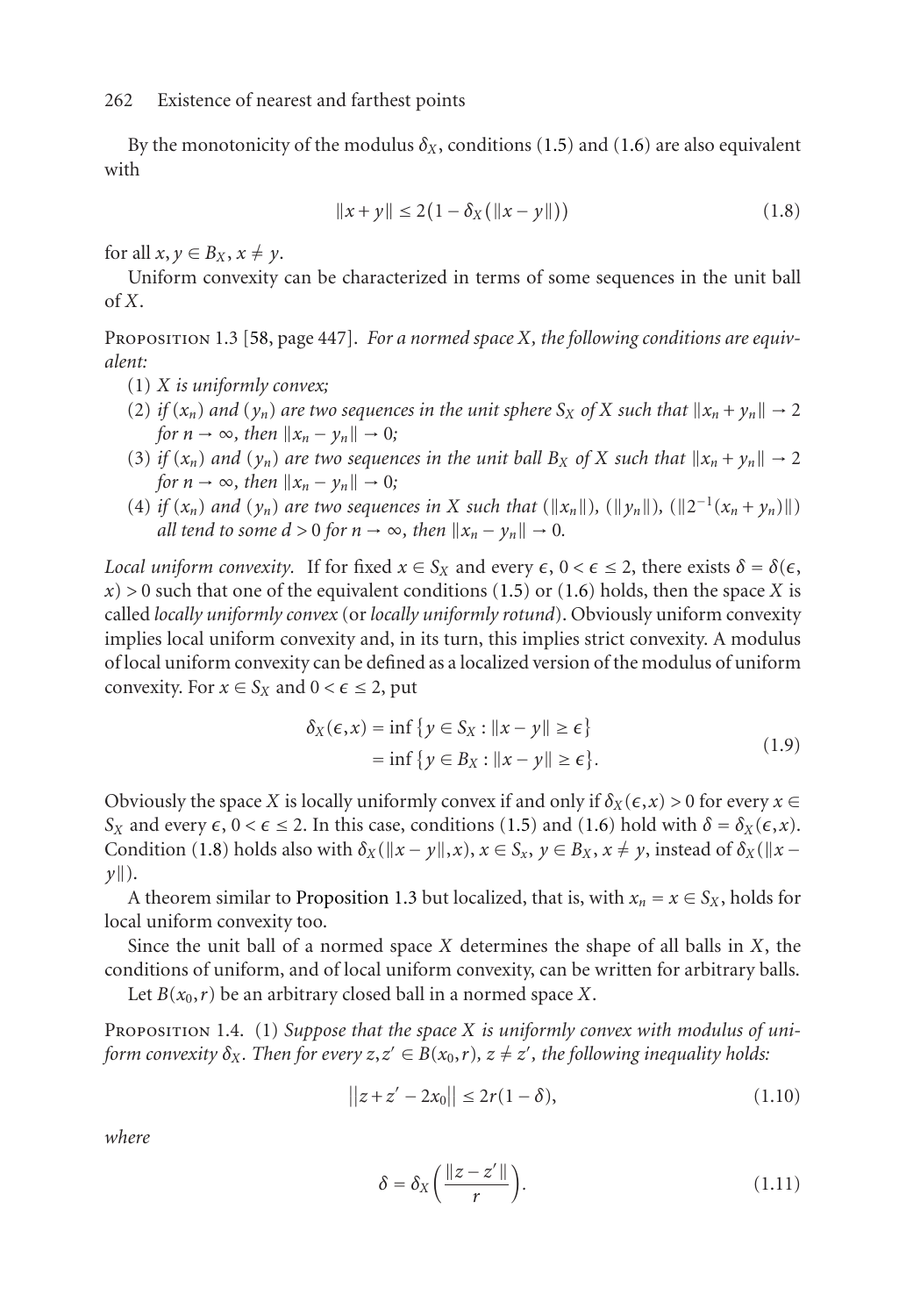By the monotonicity of the modulus $\delta_X$, conditions (1.5) and (1.6) are also equivalent with

$$\|x+y\| \leq 2\big(1-\delta_X(\|x-y\|)\big) \tag{1.8}$$

for all $x, y \in B_X$, $x \neq y$.

Uniform convexity can be characterized in terms of some sequences in the unit ball of $X$.

Proposition 1.3 [58, page 447]. *For a normed space $X$, the following conditions are equivalent:*

(1) *$X$ is uniformly convex;*
(2) *if $(x_n)$ and $(y_n)$ are two sequences in the unit sphere $S_X$ of $X$ such that $\|x_n + y_n\| \to 2$ for $n \to \infty$, then $\|x_n - y_n\| \to 0$;*
(3) *if $(x_n)$ and $(y_n)$ are two sequences in the unit ball $B_X$ of $X$ such that $\|x_n + y_n\| \to 2$ for $n \to \infty$, then $\|x_n - y_n\| \to 0$;*
(4) *if $(x_n)$ and $(y_n)$ are two sequences in $X$ such that $(\|x_n\|)$, $(\|y_n\|)$, $(\|2^{-1}(x_n + y_n)\|)$ all tend to some $d > 0$ for $n \to \infty$, then $\|x_n - y_n\| \to 0$.*

*Local uniform convexity.* If for fixed $x \in S_X$ and every $\epsilon$, $0 < \epsilon \leq 2$, there exists $\delta = \delta(\epsilon, x) > 0$ such that one of the equivalent conditions (1.5) or (1.6) holds, then the space $X$ is called *locally uniformly convex* (or *locally uniformly rotund*). Obviously uniform convexity implies local uniform convexity and, in its turn, this implies strict convexity. A modulus of local uniform convexity can be defined as a localized version of the modulus of uniform convexity. For $x \in S_X$ and $0 < \epsilon \leq 2$, put

$$\begin{aligned} \delta_X(\epsilon, x) &= \inf\{y \in S_X : \|x-y\| \geq \epsilon\} \\ &= \inf\{y \in B_X : \|x-y\| \geq \epsilon\}. \end{aligned} \tag{1.9}$$

Obviously the space $X$ is locally uniformly convex if and only if $\delta_X(\epsilon, x) > 0$ for every $x \in S_X$ and every $\epsilon$, $0 < \epsilon \leq 2$. In this case, conditions (1.5) and (1.6) hold with $\delta = \delta_X(\epsilon, x)$. Condition (1.8) holds also with $\delta_X(\|x-y\|, x)$, $x \in S_x$, $y \in B_X$, $x \neq y$, instead of $\delta_X(\|x-y\|)$.

A theorem similar to Proposition 1.3 but localized, that is, with $x_n = x \in S_X$, holds for local uniform convexity too.

Since the unit ball of a normed space $X$ determines the shape of all balls in $X$, the conditions of uniform, and of local uniform convexity, can be written for arbitrary balls.

Let $B(x_0, r)$ be an arbitrary closed ball in a normed space $X$.

Proposition 1.4. (1) *Suppose that the space $X$ is uniformly convex with modulus of uniform convexity $\delta_X$. Then for every $z, z' \in B(x_0, r)$, $z \neq z'$, the following inequality holds:*

$$\|z + z' - 2x_0\| \leq 2r(1-\delta), \tag{1.10}$$

*where*

$$\delta = \delta_X\left(\frac{\|z - z'\|}{r}\right). \tag{1.11}$$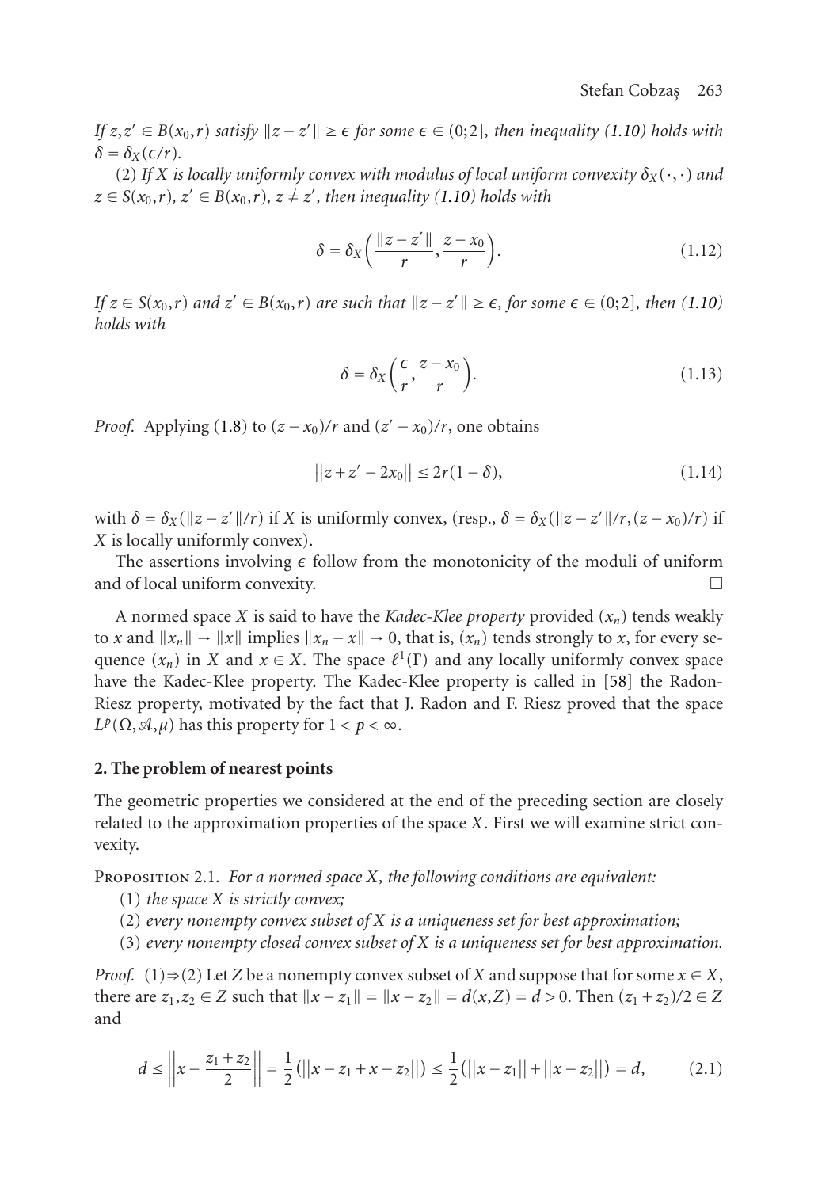*If $z, z' \in B(x_0, r)$ satisfy $\|z - z'\| \geq \epsilon$ for some $\epsilon \in (0;2]$, then inequality (1.10) holds with $\delta = \delta_X(\epsilon/r)$.*

(2) *If $X$ is locally uniformly convex with modulus of local uniform convexity $\delta_X(\cdot,\cdot)$ and $z \in S(x_0, r)$, $z' \in B(x_0, r)$, $z \neq z'$, then inequality (1.10) holds with*

$$\delta = \delta_X\left(\frac{\|z - z'\|}{r}, \frac{z - x_0}{r}\right). \tag{1.12}$$

*If $z \in S(x_0, r)$ and $z' \in B(x_0, r)$ are such that $\|z - z'\| \geq \epsilon$, for some $\epsilon \in (0;2]$, then (1.10) holds with*

$$\delta = \delta_X\left(\frac{\epsilon}{r}, \frac{z - x_0}{r}\right). \tag{1.13}$$

*Proof.* Applying (1.8) to $(z - x_0)/r$ and $(z' - x_0)/r$, one obtains

$$\|z + z' - 2x_0\| \leq 2r(1 - \delta), \tag{1.14}$$

with $\delta = \delta_X(\|z - z'\|/r)$ if $X$ is uniformly convex, (resp., $\delta = \delta_X(\|z - z'\|/r, (z - x_0)/r)$ if $X$ is locally uniformly convex).

The assertions involving $\epsilon$ follow from the monotonicity of the moduli of uniform and of local uniform convexity. □

A normed space $X$ is said to have the *Kadec-Klee property* provided $(x_n)$ tends weakly to $x$ and $\|x_n\| \to \|x\|$ implies $\|x_n - x\| \to 0$, that is, $(x_n)$ tends strongly to $x$, for every sequence $(x_n)$ in $X$ and $x \in X$. The space $\ell^1(\Gamma)$ and any locally uniformly convex space have the Kadec-Klee property. The Kadec-Klee property is called in [58] the Radon-Riesz property, motivated by the fact that J. Radon and F. Riesz proved that the space $L^p(\Omega, \mathcal{A}, \mu)$ has this property for $1 < p < \infty$.

## 2. The problem of nearest points

The geometric properties we considered at the end of the preceding section are closely related to the approximation properties of the space $X$. First we will examine strict convexity.

Proposition 2.1. *For a normed space $X$, the following conditions are equivalent:*

(1) *the space $X$ is strictly convex;*

(2) *every nonempty convex subset of $X$ is a uniqueness set for best approximation;*

(3) *every nonempty closed convex subset of $X$ is a uniqueness set for best approximation.*

*Proof.* (1)⇒(2) Let $Z$ be a nonempty convex subset of $X$ and suppose that for some $x \in X$, there are $z_1, z_2 \in Z$ such that $\|x - z_1\| = \|x - z_2\| = d(x, Z) = d > 0$. Then $(z_1 + z_2)/2 \in Z$ and

$$d \leq \left\| x - \frac{z_1 + z_2}{2} \right\| = \frac{1}{2}\left(\|x - z_1 + x - z_2\|\right) \leq \frac{1}{2}\left(\|x - z_1\| + \|x - z_2\|\right) = d, \tag{2.1}$$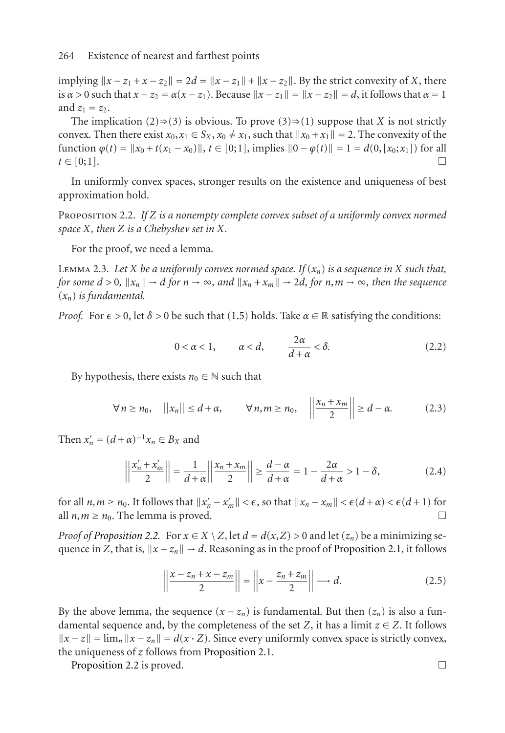implying $\|x - z_1 + x - z_2\| = 2d = \|x - z_1\| + \|x - z_2\|$. By the strict convexity of $X$, there is $\alpha > 0$ such that $x - z_2 = \alpha(x - z_1)$. Because $\|x - z_1\| = \|x - z_2\| = d$, it follows that $\alpha = 1$ and $z_1 = z_2$.

The implication (2)⇒(3) is obvious. To prove (3)⇒(1) suppose that $X$ is not strictly convex. Then there exist $x_0, x_1 \in S_X$, $x_0 \neq x_1$, such that $\|x_0 + x_1\| = 2$. The convexity of the function $\varphi(t) = \|x_0 + t(x_1 - x_0)\|$, $t \in [0;1]$, implies $\|0 - \varphi(t)\| = 1 = d(0, [x_0; x_1])$ for all $t \in [0;1]$. □

In uniformly convex spaces, stronger results on the existence and uniqueness of best approximation hold.

Proposition 2.2. *If $Z$ is a nonempty complete convex subset of a uniformly convex normed space $X$, then $Z$ is a Chebyshev set in $X$.*

For the proof, we need a lemma.

Lemma 2.3. *Let $X$ be a uniformly convex normed space. If $(x_n)$ is a sequence in $X$ such that, for some $d > 0$, $\|x_n\| \to d$ for $n \to \infty$, and $\|x_n + x_m\| \to 2d$, for $n, m \to \infty$, then the sequence $(x_n)$ is fundamental.*

*Proof.* For $\epsilon > 0$, let $\delta > 0$ be such that (1.5) holds. Take $\alpha \in \mathbb{R}$ satisfying the conditions:

$$0 < \alpha < 1, \qquad \alpha < d, \qquad \frac{2\alpha}{d + \alpha} < \delta. \tag{2.2}$$

By hypothesis, there exists $n_0 \in \mathbb{N}$ such that

$$\forall n \geq n_0, \quad \|x_n\| \leq d + \alpha, \qquad \forall n, m \geq n_0, \quad \left\|\frac{x_n + x_m}{2}\right\| \geq d - \alpha. \tag{2.3}$$

Then $x'_n = (d + \alpha)^{-1} x_n \in B_X$ and

$$\left\|\frac{x'_n + x'_m}{2}\right\| = \frac{1}{d + \alpha}\left\|\frac{x_n + x_m}{2}\right\| \geq \frac{d - \alpha}{d + \alpha} = 1 - \frac{2\alpha}{d + \alpha} > 1 - \delta, \tag{2.4}$$

for all $n, m \geq n_0$. It follows that $\|x'_n - x'_m\| < \epsilon$, so that $\|x_n - x_m\| < \epsilon(d + \alpha) < \epsilon(d + 1)$ for all $n, m \geq n_0$. The lemma is proved. □

*Proof of Proposition 2.2.* For $x \in X \setminus Z$, let $d = d(x, Z) > 0$ and let $(z_n)$ be a minimizing sequence in $Z$, that is, $\|x - z_n\| \to d$. Reasoning as in the proof of Proposition 2.1, it follows

$$\left\|\frac{x - z_n + x - z_m}{2}\right\| = \left\|x - \frac{z_n + z_m}{2}\right\| \longrightarrow d. \tag{2.5}$$

By the above lemma, the sequence $(x - z_n)$ is fundamental. But then $(z_n)$ is also a fundamental sequence and, by the completeness of the set $Z$, it has a limit $z \in Z$. It follows $\|x - z\| = \lim_n \|x - z_n\| = d(x \cdot Z)$. Since every uniformly convex space is strictly convex, the uniqueness of $z$ follows from Proposition 2.1.

Proposition 2.2 is proved. □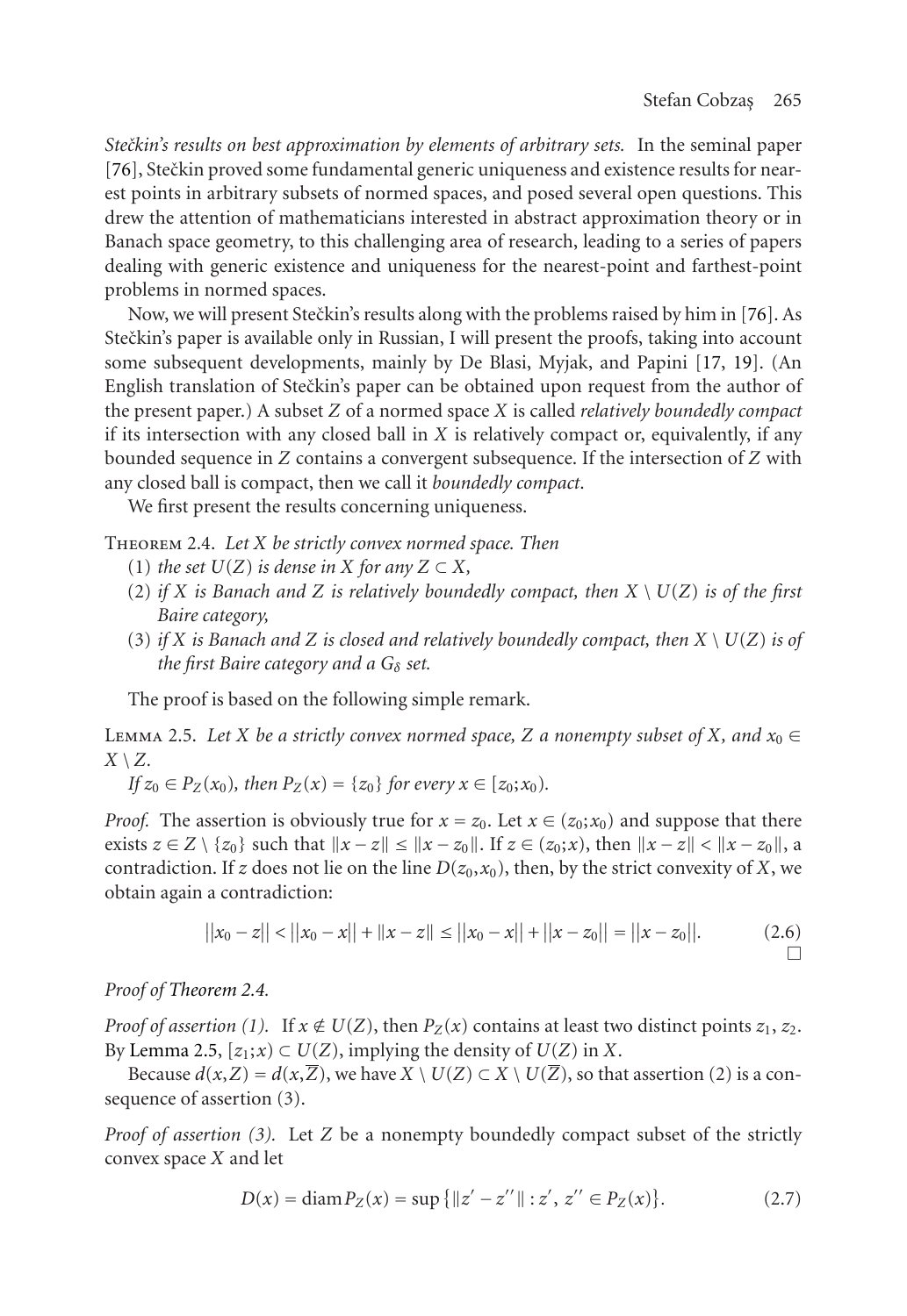*Stečkin's results on best approximation by elements of arbitrary sets.* In the seminal paper [76], Stečkin proved some fundamental generic uniqueness and existence results for nearest points in arbitrary subsets of normed spaces, and posed several open questions. This drew the attention of mathematicians interested in abstract approximation theory or in Banach space geometry, to this challenging area of research, leading to a series of papers dealing with generic existence and uniqueness for the nearest-point and farthest-point problems in normed spaces.

Now, we will present Stečkin's results along with the problems raised by him in [76]. As Stečkin's paper is available only in Russian, I will present the proofs, taking into account some subsequent developments, mainly by De Blasi, Myjak, and Papini [17, 19]. (An English translation of Stečkin's paper can be obtained upon request from the author of the present paper.) A subset $Z$ of a normed space $X$ is called *relatively boundedly compact* if its intersection with any closed ball in $X$ is relatively compact or, equivalently, if any bounded sequence in $Z$ contains a convergent subsequence. If the intersection of $Z$ with any closed ball is compact, then we call it *boundedly compact*.

We first present the results concerning uniqueness.

Theorem 2.4. *Let $X$ be strictly convex normed space. Then*

(1) *the set $U(Z)$ is dense in $X$ for any $Z \subset X$,*

(2) *if $X$ is Banach and $Z$ is relatively boundedly compact, then $X \setminus U(Z)$ is of the first Baire category,*

(3) *if $X$ is Banach and $Z$ is closed and relatively boundedly compact, then $X \setminus U(Z)$ is of the first Baire category and a $G_\delta$ set.*

The proof is based on the following simple remark.

Lemma 2.5. *Let $X$ be a strictly convex normed space, $Z$ a nonempty subset of $X$, and $x_0 \in X \setminus Z$.*

*If $z_0 \in P_Z(x_0)$, then $P_Z(x) = \{z_0\}$ for every $x \in [z_0; x_0)$.*

*Proof.* The assertion is obviously true for $x = z_0$. Let $x \in (z_0; x_0)$ and suppose that there exists $z \in Z \setminus \{z_0\}$ such that $\|x - z\| \le \|x - z_0\|$. If $z \in (z_0; x)$, then $\|x - z\| < \|x - z_0\|$, a contradiction. If $z$ does not lie on the line $D(z_0, x_0)$, then, by the strict convexity of $X$, we obtain again a contradiction:

$$||x_0 - z|| < ||x_0 - x|| + \|x - z\| \le ||x_0 - x|| + ||x - z_0|| = ||x - z_0||. \tag{2.6}$$

□

*Proof of Theorem 2.4.*

*Proof of assertion (1).* If $x \notin U(Z)$, then $P_Z(x)$ contains at least two distinct points $z_1$, $z_2$. By Lemma 2.5, $[z_1; x) \subset U(Z)$, implying the density of $U(Z)$ in $X$.

Because $d(x, Z) = d(x, \overline{Z})$, we have $X \setminus U(Z) \subset X \setminus U(\overline{Z})$, so that assertion (2) is a consequence of assertion (3).

*Proof of assertion (3).* Let $Z$ be a nonempty boundedly compact subset of the strictly convex space $X$ and let

$$D(x) = \operatorname{diam} P_Z(x) = \sup\{\|z' - z''\| : z', z'' \in P_Z(x)\}. \tag{2.7}$$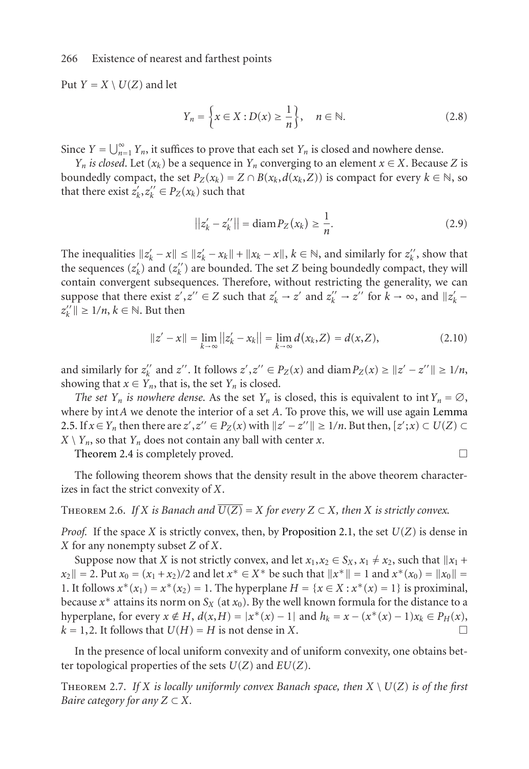Put $Y = X \setminus U(Z)$ and let

$$Y_n = \left\{x \in X : D(x) \geq \frac{1}{n}\right\}, \quad n \in \mathbb{N}. \tag{2.8}$$

Since $Y = \bigcup_{n=1}^{\infty} Y_n$, it suffices to prove that each set $Y_n$ is closed and nowhere dense.

*$Y_n$ is closed.* Let $(x_k)$ be a sequence in $Y_n$ converging to an element $x \in X$. Because $Z$ is boundedly compact, the set $P_Z(x_k) = Z \cap B(x_k, d(x_k, Z))$ is compact for every $k \in \mathbb{N}$, so that there exist $z_k', z_k'' \in P_Z(x_k)$ such that

$$\|z_k' - z_k''\| = \operatorname{diam} P_Z(x_k) \geq \frac{1}{n}. \tag{2.9}$$

The inequalities $\|z_k' - x\| \leq \|z_k' - x_k\| + \|x_k - x\|$, $k \in \mathbb{N}$, and similarly for $z_k''$, show that the sequences $(z_k')$ and $(z_k'')$ are bounded. The set $Z$ being boundedly compact, they will contain convergent subsequences. Therefore, without restricting the generality, we can suppose that there exist $z', z'' \in Z$ such that $z_k' \to z'$ and $z_k'' \to z''$ for $k \to \infty$, and $\|z_k' - z_k''\| \geq 1/n$, $k \in \mathbb{N}$. But then

$$\|z' - x\| = \lim_{k \to \infty} \|z_k' - x_k\| = \lim_{k \to \infty} d(x_k, Z) = d(x, Z), \tag{2.10}$$

and similarly for $z_k''$ and $z''$. It follows $z', z'' \in P_Z(x)$ and $\operatorname{diam} P_Z(x) \geq \|z' - z''\| \geq 1/n$, showing that $x \in Y_n$, that is, the set $Y_n$ is closed.

*The set $Y_n$ is nowhere dense.* As the set $Y_n$ is closed, this is equivalent to $\operatorname{int} Y_n = \emptyset$, where by $\operatorname{int} A$ we denote the interior of a set $A$. To prove this, we will use again Lemma 2.5. If $x \in Y_n$ then there are $z', z'' \in P_Z(x)$ with $\|z' - z''\| \geq 1/n$. But then, $[z'; x) \subset U(Z) \subset X \setminus Y_n$, so that $Y_n$ does not contain any ball with center $x$.

Theorem 2.4 is completely proved. □

The following theorem shows that the density result in the above theorem characterizes in fact the strict convexity of $X$.

Theorem 2.6. *If $X$ is Banach and $\overline{U(Z)} = X$ for every $Z \subset X$, then $X$ is strictly convex.*

*Proof.* If the space $X$ is strictly convex, then, by Proposition 2.1, the set $U(Z)$ is dense in $X$ for any nonempty subset $Z$ of $X$.

Suppose now that $X$ is not strictly convex, and let $x_1, x_2 \in S_X$, $x_1 \neq x_2$, such that $\|x_1 + x_2\| = 2$. Put $x_0 = (x_1 + x_2)/2$ and let $x^* \in X^*$ be such that $\|x^*\| = 1$ and $x^*(x_0) = \|x_0\| = 1$. It follows $x^*(x_1) = x^*(x_2) = 1$. The hyperplane $H = \{x \in X : x^*(x) = 1\}$ is proximinal, because $x^*$ attains its norm on $S_X$ (at $x_0$). By the well known formula for the distance to a hyperplane, for every $x \notin H$, $d(x, H) = |x^*(x) - 1|$ and $h_k = x - (x^*(x) - 1)x_k \in P_H(x)$, $k = 1, 2$. It follows that $U(H) = H$ is not dense in $X$. □

In the presence of local uniform convexity and of uniform convexity, one obtains better topological properties of the sets $U(Z)$ and $EU(Z)$.

Theorem 2.7. *If $X$ is locally uniformly convex Banach space, then $X \setminus U(Z)$ is of the first Baire category for any $Z \subset X$.*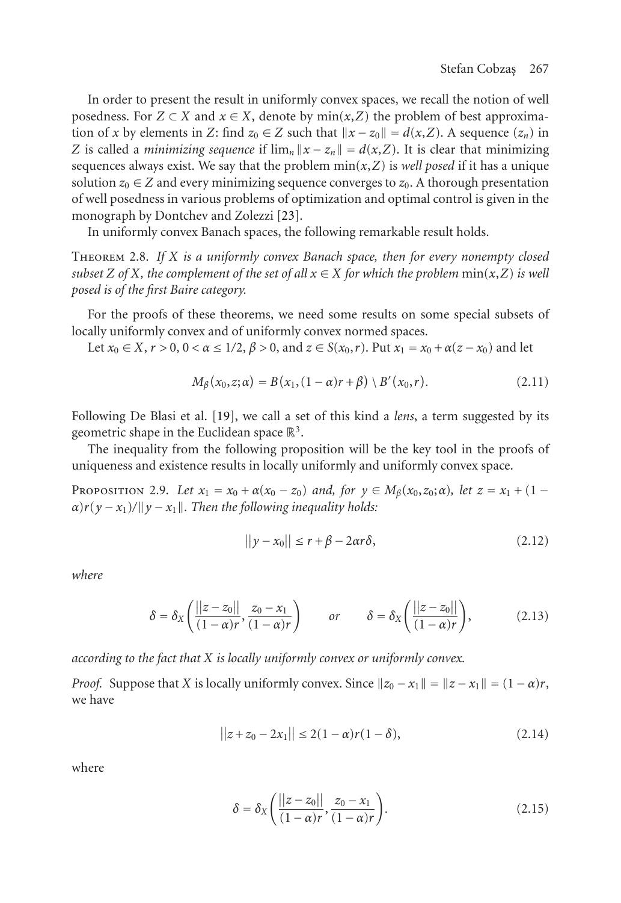In order to present the result in uniformly convex spaces, we recall the notion of well posedness. For $Z \subset X$ and $x \in X$, denote by $\min(x,Z)$ the problem of best approximation of $x$ by elements in $Z$: find $z_0 \in Z$ such that $\|x - z_0\| = d(x,Z)$. A sequence $(z_n)$ in $Z$ is called a *minimizing sequence* if $\lim_n \|x - z_n\| = d(x,Z)$. It is clear that minimizing sequences always exist. We say that the problem $\min(x,Z)$ is *well posed* if it has a unique solution $z_0 \in Z$ and every minimizing sequence converges to $z_0$. A thorough presentation of well posedness in various problems of optimization and optimal control is given in the monograph by Dontchev and Zolezzi [23].

In uniformly convex Banach spaces, the following remarkable result holds.

Theorem 2.8. *If $X$ is a uniformly convex Banach space, then for every nonempty closed subset $Z$ of $X$, the complement of the set of all $x \in X$ for which the problem* $\min(x,Z)$ *is well posed is of the first Baire category.*

For the proofs of these theorems, we need some results on some special subsets of locally uniformly convex and of uniformly convex normed spaces.

Let $x_0 \in X$, $r > 0$, $0 < \alpha \leq 1/2$, $\beta > 0$, and $z \in S(x_0,r)$. Put $x_1 = x_0 + \alpha(z - x_0)$ and let

$$M_\beta(x_0,z;\alpha) = B(x_1,(1-\alpha)r + \beta) \setminus B'(x_0,r). \tag{2.11}$$

Following De Blasi et al. [19], we call a set of this kind a *lens*, a term suggested by its geometric shape in the Euclidean space $\mathbb{R}^3$.

The inequality from the following proposition will be the key tool in the proofs of uniqueness and existence results in locally uniformly and uniformly convex space.

Proposition 2.9. *Let $x_1 = x_0 + \alpha(x_0 - z_0)$ and, for $y \in M_\beta(x_0,z_0;\alpha)$, let $z = x_1 + (1-\alpha)r(y - x_1)/\|y - x_1\|$. Then the following inequality holds:*

$$\|y - x_0\| \leq r + \beta - 2\alpha r\delta, \tag{2.12}$$

*where*

$$\delta = \delta_X\left(\frac{\|z - z_0\|}{(1-\alpha)r}, \frac{z_0 - x_1}{(1-\alpha)r}\right) \qquad \text{or} \qquad \delta = \delta_X\left(\frac{\|z - z_0\|}{(1-\alpha)r}\right), \tag{2.13}$$

*according to the fact that $X$ is locally uniformly convex or uniformly convex.*

*Proof.* Suppose that $X$ is locally uniformly convex. Since $\|z_0 - x_1\| = \|z - x_1\| = (1-\alpha)r$, we have

$$\|z + z_0 - 2x_1\| \leq 2(1-\alpha)r(1-\delta), \tag{2.14}$$

where

$$\delta = \delta_X\left(\frac{\|z - z_0\|}{(1-\alpha)r}, \frac{z_0 - x_1}{(1-\alpha)r}\right). \tag{2.15}$$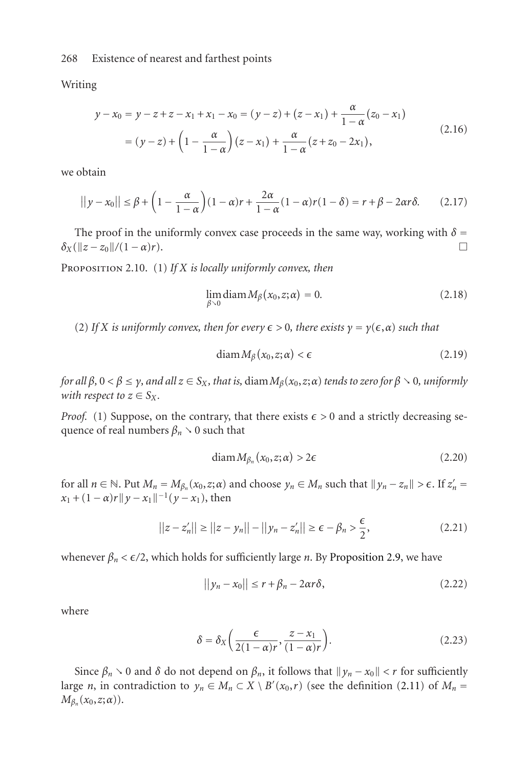Writing

$$
\begin{aligned}
y-x_0 &= y-z+z-x_1+x_1-x_0=(y-z)+(z-x_1)+\frac{\alpha}{1-\alpha}(z_0-x_1) \\
&= (y-z)+\left(1-\frac{\alpha}{1-\alpha}\right)(z-x_1)+\frac{\alpha}{1-\alpha}(z+z_0-2x_1),
\end{aligned}
\tag{2.16}
$$

we obtain

$$
||y-x_0|| \le \beta+\left(1-\frac{\alpha}{1-\alpha}\right)(1-\alpha)r+\frac{2\alpha}{1-\alpha}(1-\alpha)r(1-\delta)=r+\beta-2\alpha r\delta. \tag{2.17}
$$

The proof in the uniformly convex case proceeds in the same way, working with $\delta = \delta_X(\|z-z_0\|/(1-\alpha)r)$. $\square$

Proposition 2.10. (1) *If $X$ is locally uniformly convex, then*

$$
\lim_{\beta\searrow 0} \operatorname{diam} M_\beta(x_0,z;\alpha)=0. \tag{2.18}
$$

(2) *If $X$ is uniformly convex, then for every $\epsilon>0$, there exists $\gamma=\gamma(\epsilon,\alpha)$ such that*

$$
\operatorname{diam} M_\beta(x_0,z;\alpha)<\epsilon \tag{2.19}
$$

*for all $\beta$, $0<\beta\le\gamma$, and all $z\in S_X$, that is,* $\operatorname{diam} M_\beta(x_0,z;\alpha)$ *tends to zero for $\beta\searrow 0$, uniformly with respect to $z\in S_X$.*

*Proof.* (1) Suppose, on the contrary, that there exists $\epsilon>0$ and a strictly decreasing sequence of real numbers $\beta_n\searrow 0$ such that

$$
\operatorname{diam} M_{\beta_n}(x_0,z;\alpha)>2\epsilon \tag{2.20}
$$

for all $n\in\mathbb{N}$. Put $M_n=M_{\beta_n}(x_0,z;\alpha)$ and choose $y_n\in M_n$ such that $\|y_n-z_n\|>\epsilon$. If $z_n'=x_1+(1-\alpha)r\|y-x_1\|^{-1}(y-x_1)$, then

$$
||z-z_n'|| \ge ||z-y_n||-||y_n-z_n'|| \ge \epsilon-\beta_n>\frac{\epsilon}{2}, \tag{2.21}
$$

whenever $\beta_n<\epsilon/2$, which holds for sufficiently large $n$. By Proposition 2.9, we have

$$
||y_n-x_0|| \le r+\beta_n-2\alpha r\delta, \tag{2.22}
$$

where

$$
\delta=\delta_X\left(\frac{\epsilon}{2(1-\alpha)r},\frac{z-x_1}{(1-\alpha)r}\right). \tag{2.23}
$$

Since $\beta_n\searrow 0$ and $\delta$ do not depend on $\beta_n$, it follows that $\|y_n-x_0\|<r$ for sufficiently large $n$, in contradiction to $y_n\in M_n\subset X\setminus B'(x_0,r)$ (see the definition (2.11) of $M_n=M_{\beta_n}(x_0,z;\alpha)$).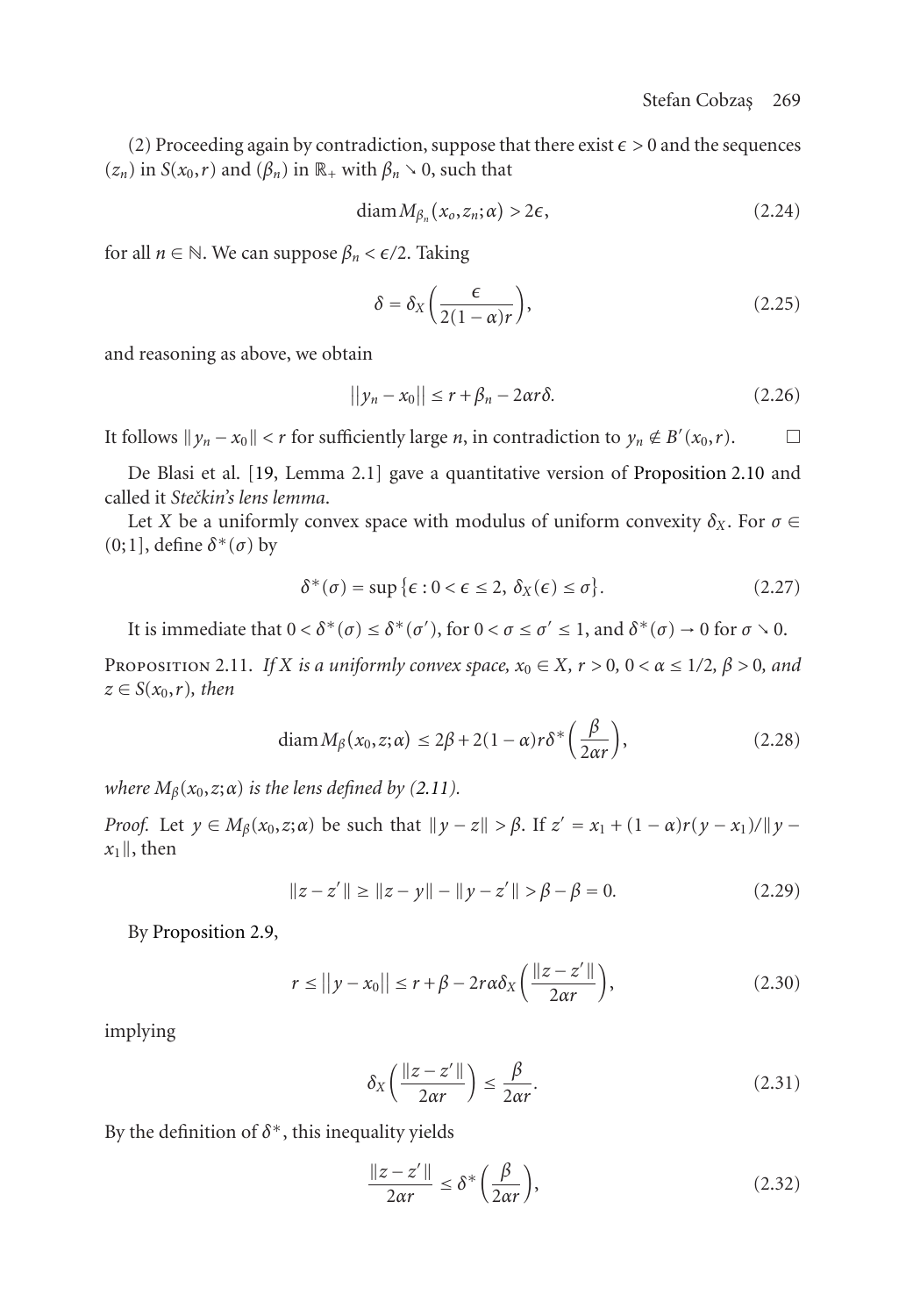(2) Proceeding again by contradiction, suppose that there exist $\epsilon > 0$ and the sequences $(z_n)$ in $S(x_0, r)$ and $(\beta_n)$ in $\mathbb{R}_+$ with $\beta_n \searrow 0$, such that

$$\operatorname{diam} M_{\beta_n}(x_o, z_n; \alpha) > 2\epsilon, \tag{2.24}$$

for all $n \in \mathbb{N}$. We can suppose $\beta_n < \epsilon/2$. Taking

$$\delta = \delta_X\left(\frac{\epsilon}{2(1-\alpha)r}\right), \tag{2.25}$$

and reasoning as above, we obtain

$$||y_n - x_0|| \leq r + \beta_n - 2\alpha r\delta. \tag{2.26}$$

It follows $\|y_n - x_0\| < r$ for sufficiently large $n$, in contradiction to $y_n \notin B'(x_0, r)$. □

De Blasi et al. [19, Lemma 2.1] gave a quantitative version of Proposition 2.10 and called it *Stečkin's lens lemma*.

Let $X$ be a uniformly convex space with modulus of uniform convexity $\delta_X$. For $\sigma \in (0;1]$, define $\delta^*(\sigma)$ by

$$\delta^*(\sigma) = \sup\{\epsilon : 0 < \epsilon \leq 2,\ \delta_X(\epsilon) \leq \sigma\}. \tag{2.27}$$

It is immediate that $0 < \delta^*(\sigma) \leq \delta^*(\sigma')$, for $0 < \sigma \leq \sigma' \leq 1$, and $\delta^*(\sigma) \to 0$ for $\sigma \searrow 0$.

Proposition 2.11. *If $X$ is a uniformly convex space, $x_0 \in X$, $r > 0$, $0 < \alpha \leq 1/2$, $\beta > 0$, and $z \in S(x_0, r)$, then*

$$\operatorname{diam} M_\beta(x_0, z; \alpha) \leq 2\beta + 2(1-\alpha)r\delta^*\left(\frac{\beta}{2\alpha r}\right), \tag{2.28}$$

*where $M_\beta(x_0, z; \alpha)$ is the lens defined by (2.11).*

*Proof.* Let $y \in M_\beta(x_0, z; \alpha)$ be such that $\|y - z\| > \beta$. If $z' = x_1 + (1-\alpha)r(y - x_1)/\|y - x_1\|$, then

$$\|z - z'\| \geq \|z - y\| - \|y - z'\| > \beta - \beta = 0. \tag{2.29}$$

By Proposition 2.9,

$$r \leq ||y - x_0|| \leq r + \beta - 2r\alpha\delta_X\left(\frac{\|z - z'\|}{2\alpha r}\right), \tag{2.30}$$

implying

$$\delta_X\left(\frac{\|z - z'\|}{2\alpha r}\right) \leq \frac{\beta}{2\alpha r}. \tag{2.31}$$

By the definition of $\delta^*$, this inequality yields

$$\frac{\|z - z'\|}{2\alpha r} \leq \delta^*\left(\frac{\beta}{2\alpha r}\right), \tag{2.32}$$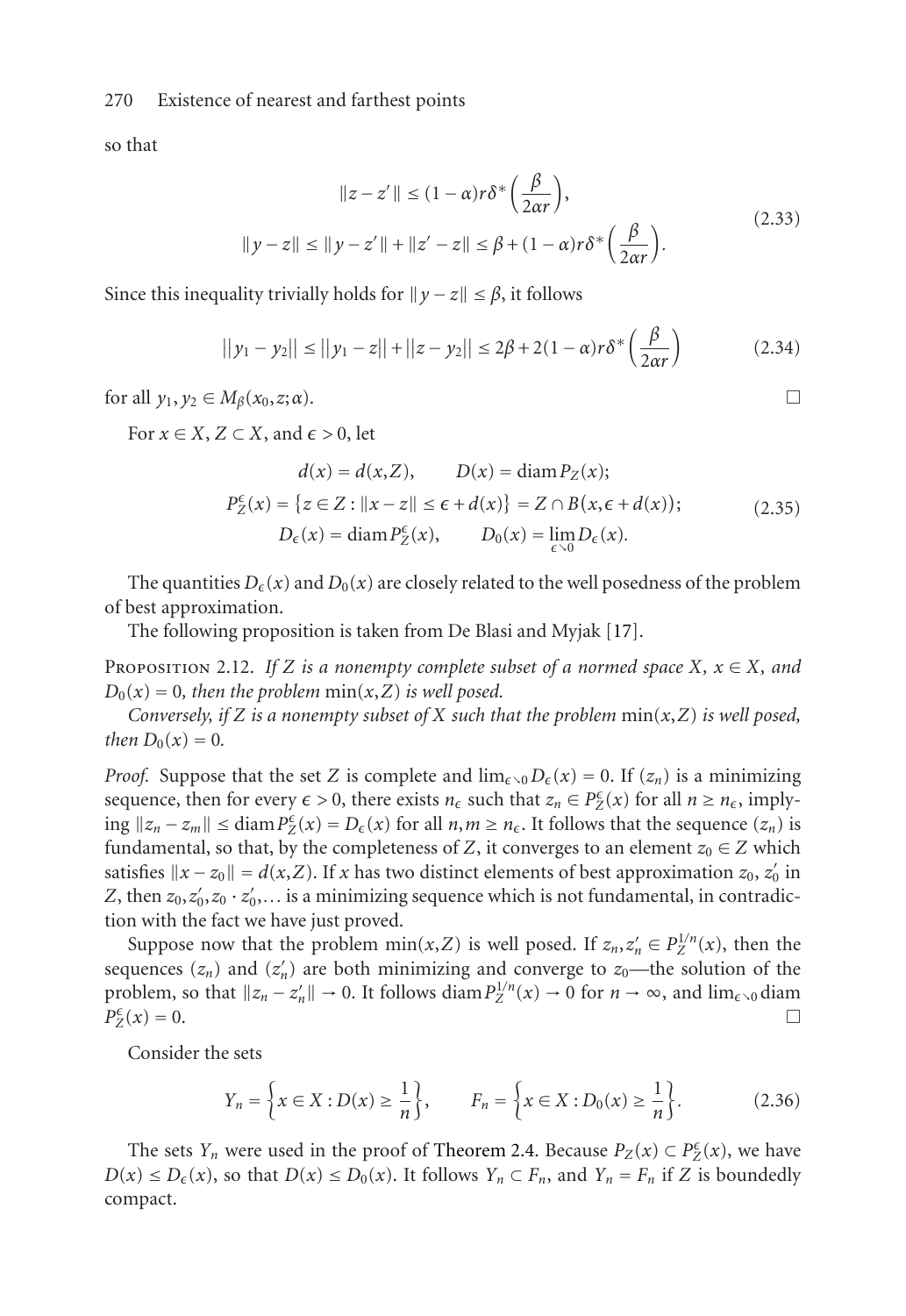so that

$$\|z - z'\| \le (1-\alpha) r \delta^* \left( \frac{\beta}{2\alpha r} \right),$$
$$\|y - z\| \le \|y - z'\| + \|z' - z\| \le \beta + (1-\alpha) r \delta^* \left( \frac{\beta}{2\alpha r} \right). \tag{2.33}$$

Since this inequality trivially holds for $\|y - z\| \le \beta$, it follows

$$\|y_1 - y_2\| \le \|y_1 - z\| + \|z - y_2\| \le 2\beta + 2(1-\alpha) r \delta^* \left( \frac{\beta}{2\alpha r} \right) \tag{2.34}$$

for all $y_1, y_2 \in M_\beta(x_0, z; \alpha)$. □

For $x \in X$, $Z \subset X$, and $\epsilon > 0$, let

$$d(x) = d(x, Z), \qquad D(x) = \operatorname{diam} P_Z(x);$$
$$P_Z^\epsilon(x) = \{ z \in Z : \|x - z\| \le \epsilon + d(x) \} = Z \cap B(x, \epsilon + d(x));$$
$$D_\epsilon(x) = \operatorname{diam} P_Z^\epsilon(x), \qquad D_0(x) = \lim_{\epsilon \searrow 0} D_\epsilon(x). \tag{2.35}$$

The quantities $D_\epsilon(x)$ and $D_0(x)$ are closely related to the well posedness of the problem of best approximation.

The following proposition is taken from De Blasi and Myjak [17].

Proposition 2.12. *If $Z$ is a nonempty complete subset of a normed space $X$, $x \in X$, and $D_0(x) = 0$, then the problem $\min(x, Z)$ is well posed.*

*Conversely, if $Z$ is a nonempty subset of $X$ such that the problem $\min(x, Z)$ is well posed, then $D_0(x) = 0$.*

*Proof.* Suppose that the set $Z$ is complete and $\lim_{\epsilon \searrow 0} D_\epsilon(x) = 0$. If $(z_n)$ is a minimizing sequence, then for every $\epsilon > 0$, there exists $n_\epsilon$ such that $z_n \in P_Z^\epsilon(x)$ for all $n \ge n_\epsilon$, implying $\|z_n - z_m\| \le \operatorname{diam} P_Z^\epsilon(x) = D_\epsilon(x)$ for all $n, m \ge n_\epsilon$. It follows that the sequence $(z_n)$ is fundamental, so that, by the completeness of $Z$, it converges to an element $z_0 \in Z$ which satisfies $\|x - z_0\| = d(x, Z)$. If $x$ has two distinct elements of best approximation $z_0$, $z_0'$ in $Z$, then $z_0, z_0', z_0 \cdot z_0', \ldots$ is a minimizing sequence which is not fundamental, in contradiction with the fact we have just proved.

Suppose now that the problem $\min(x, Z)$ is well posed. If $z_n, z_n' \in P_Z^{1/n}(x)$, then the sequences $(z_n)$ and $(z_n')$ are both minimizing and converge to $z_0$—the solution of the problem, so that $\|z_n - z_n'\| \to 0$. It follows $\operatorname{diam} P_Z^{1/n}(x) \to 0$ for $n \to \infty$, and $\lim_{\epsilon \searrow 0} \operatorname{diam} P_Z^\epsilon(x) = 0$. □

Consider the sets

$$Y_n = \left\{ x \in X : D(x) \ge \frac{1}{n} \right\}, \qquad F_n = \left\{ x \in X : D_0(x) \ge \frac{1}{n} \right\}. \tag{2.36}$$

The sets $Y_n$ were used in the proof of Theorem 2.4. Because $P_Z(x) \subset P_Z^\epsilon(x)$, we have $D(x) \le D_\epsilon(x)$, so that $D(x) \le D_0(x)$. It follows $Y_n \subset F_n$, and $Y_n = F_n$ if $Z$ is boundedly compact.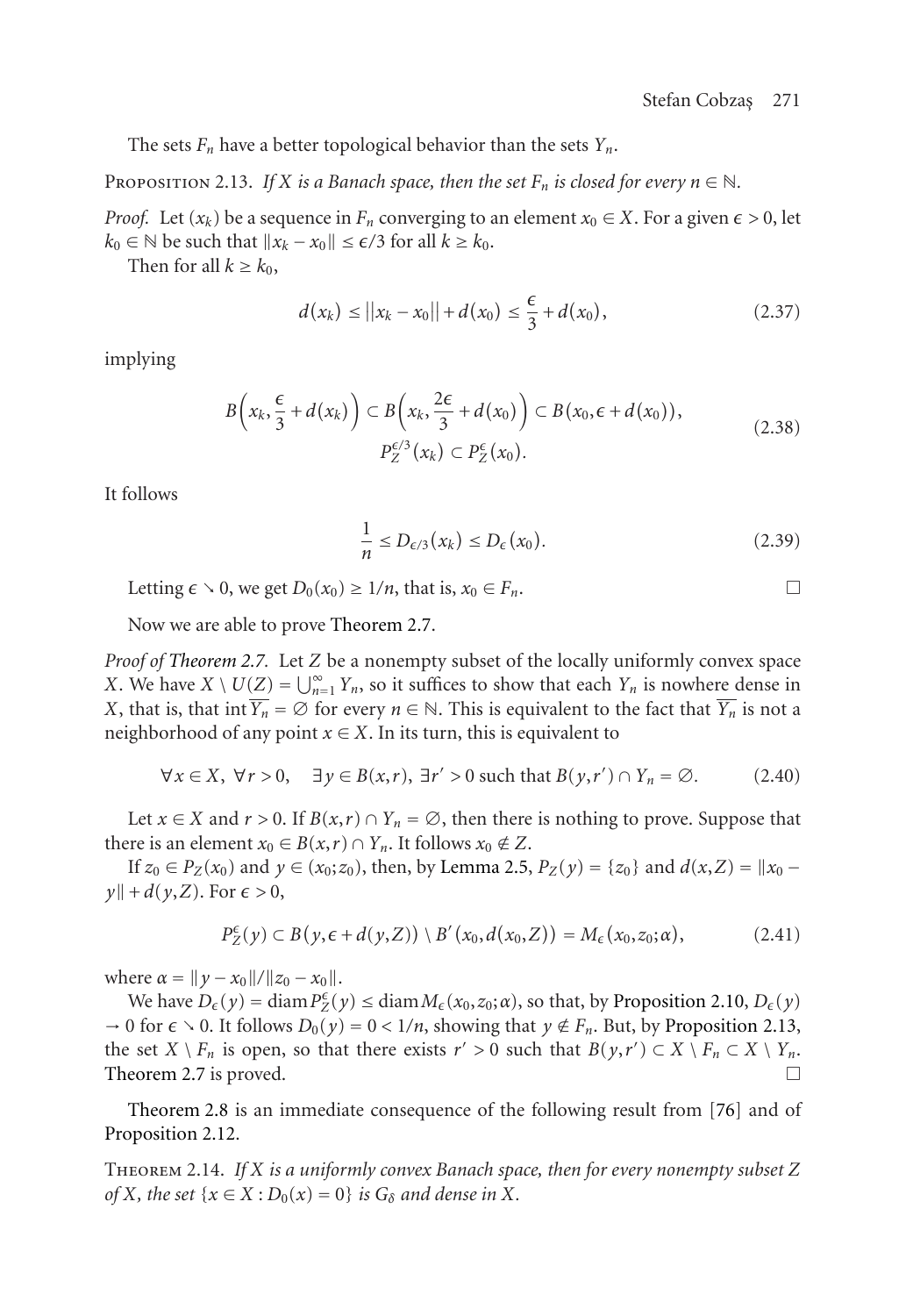The sets $F_n$ have a better topological behavior than the sets $Y_n$.

Proposition 2.13. *If $X$ is a Banach space, then the set $F_n$ is closed for every $n \in \mathbb{N}$.*

*Proof.* Let $(x_k)$ be a sequence in $F_n$ converging to an element $x_0 \in X$. For a given $\epsilon > 0$, let $k_0 \in \mathbb{N}$ be such that $\|x_k - x_0\| \leq \epsilon/3$ for all $k \geq k_0$.

Then for all $k \geq k_0$,

$$d(x_k) \leq \|x_k - x_0\| + d(x_0) \leq \frac{\epsilon}{3} + d(x_0), \tag{2.37}$$

implying

$$\begin{gathered} B\Big(x_k, \frac{\epsilon}{3} + d(x_k)\Big) \subset B\Big(x_k, \frac{2\epsilon}{3} + d(x_0)\Big) \subset B\big(x_0, \epsilon + d(x_0)\big), \\ P_Z^{\epsilon/3}(x_k) \subset P_Z^{\epsilon}(x_0). \end{gathered} \tag{2.38}$$

It follows

$$\frac{1}{n} \leq D_{\epsilon/3}(x_k) \leq D_{\epsilon}(x_0). \tag{2.39}$$

Letting $\epsilon \searrow 0$, we get $D_0(x_0) \geq 1/n$, that is, $x_0 \in F_n$. $\square$

Now we are able to prove Theorem 2.7.

*Proof of Theorem 2.7.* Let $Z$ be a nonempty subset of the locally uniformly convex space $X$. We have $X \setminus U(Z) = \bigcup_{n=1}^{\infty} Y_n$, so it suffices to show that each $Y_n$ is nowhere dense in $X$, that is, that $\operatorname{int} \overline{Y_n} = \emptyset$ for every $n \in \mathbb{N}$. This is equivalent to the fact that $\overline{Y_n}$ is not a neighborhood of any point $x \in X$. In its turn, this is equivalent to

$$\forall x \in X,\ \forall r > 0, \quad \exists y \in B(x,r),\ \exists r' > 0 \text{ such that } B(y,r') \cap Y_n = \emptyset. \tag{2.40}$$

Let $x \in X$ and $r > 0$. If $B(x,r) \cap Y_n = \emptyset$, then there is nothing to prove. Suppose that there is an element $x_0 \in B(x,r) \cap Y_n$. It follows $x_0 \notin Z$.

If $z_0 \in P_Z(x_0)$ and $y \in (x_0; z_0)$, then, by Lemma 2.5, $P_Z(y) = \{z_0\}$ and $d(x,Z) = \|x_0 - y\| + d(y,Z)$. For $\epsilon > 0$,

$$P_Z^{\epsilon}(y) \subset B\big(y, \epsilon + d(y,Z)\big) \setminus B'\big(x_0, d(x_0,Z)\big) = M_{\epsilon}(x_0, z_0; \alpha), \tag{2.41}$$

where $\alpha = \|y - x_0\|/\|z_0 - x_0\|$.

We have $D_{\epsilon}(y) = \operatorname{diam} P_Z^{\epsilon}(y) \leq \operatorname{diam} M_{\epsilon}(x_0, z_0; \alpha)$, so that, by Proposition 2.10, $D_{\epsilon}(y) \to 0$ for $\epsilon \searrow 0$. It follows $D_0(y) = 0 < 1/n$, showing that $y \notin F_n$. But, by Proposition 2.13, the set $X \setminus F_n$ is open, so that there exists $r' > 0$ such that $B(y, r') \subset X \setminus F_n \subset X \setminus Y_n$. Theorem 2.7 is proved. $\square$

Theorem 2.8 is an immediate consequence of the following result from [76] and of Proposition 2.12.

Theorem 2.14. *If $X$ is a uniformly convex Banach space, then for every nonempty subset $Z$ of $X$, the set $\{x \in X : D_0(x) = 0\}$ is $G_\delta$ and dense in $X$.*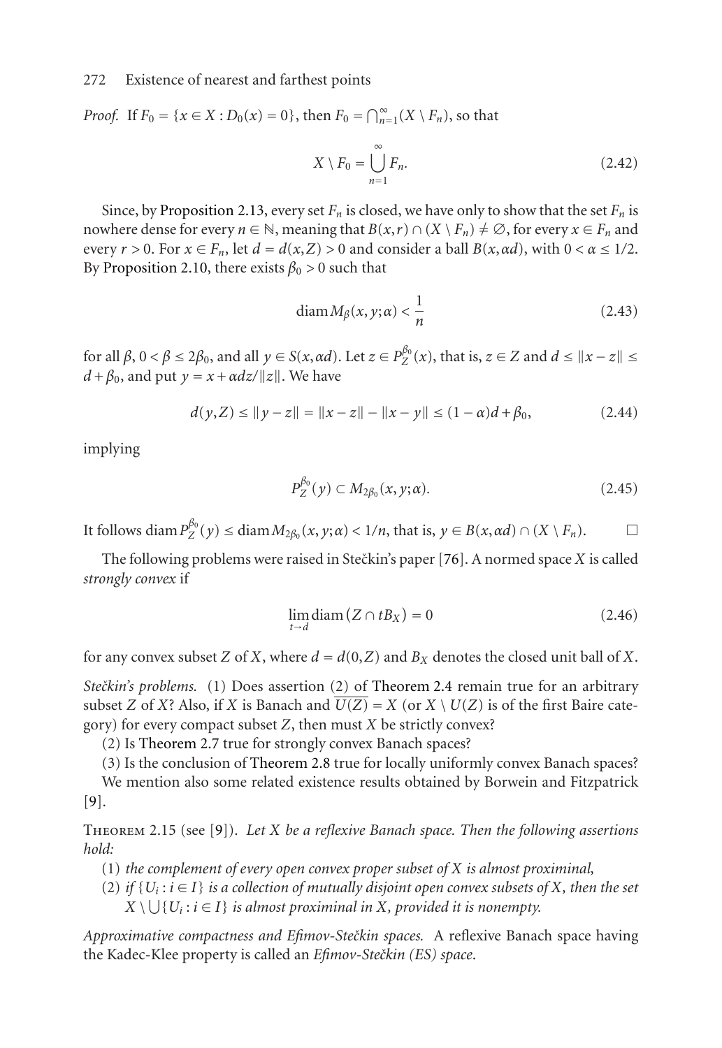*Proof.* If $F_0 = \{x \in X : D_0(x) = 0\}$, then $F_0 = \bigcap_{n=1}^{\infty}(X \setminus F_n)$, so that

$$X \setminus F_0 = \bigcup_{n=1}^{\infty} F_n. \tag{2.42}$$

Since, by Proposition 2.13, every set $F_n$ is closed, we have only to show that the set $F_n$ is nowhere dense for every $n \in \mathbb{N}$, meaning that $B(x,r) \cap (X \setminus F_n) \neq \emptyset$, for every $x \in F_n$ and every $r > 0$. For $x \in F_n$, let $d = d(x,Z) > 0$ and consider a ball $B(x,\alpha d)$, with $0 < \alpha \leq 1/2$. By Proposition 2.10, there exists $\beta_0 > 0$ such that

$$\operatorname{diam} M_\beta(x,y;\alpha) < \frac{1}{n} \tag{2.43}$$

for all $\beta$, $0 < \beta \leq 2\beta_0$, and all $y \in S(x,\alpha d)$. Let $z \in P_Z^{\beta_0}(x)$, that is, $z \in Z$ and $d \leq \|x - z\| \leq d + \beta_0$, and put $y = x + \alpha d z/\|z\|$. We have

$$d(y,Z) \leq \|y - z\| = \|x - z\| - \|x - y\| \leq (1-\alpha)d + \beta_0, \tag{2.44}$$

implying

$$P_Z^{\beta_0}(y) \subset M_{2\beta_0}(x,y;\alpha). \tag{2.45}$$

It follows $\operatorname{diam} P_Z^{\beta_0}(y) \leq \operatorname{diam} M_{2\beta_0}(x,y;\alpha) < 1/n$, that is, $y \in B(x,\alpha d) \cap (X \setminus F_n)$. □

The following problems were raised in Stečkin's paper [76]. A normed space $X$ is called *strongly convex* if

$$\lim_{t \to d} \operatorname{diam}(Z \cap tB_X) = 0 \tag{2.46}$$

for any convex subset $Z$ of $X$, where $d = d(0,Z)$ and $B_X$ denotes the closed unit ball of $X$.

*Stečkin's problems.* (1) Does assertion (2) of Theorem 2.4 remain true for an arbitrary subset $Z$ of $X$? Also, if $X$ is Banach and $\overline{U(Z)} = X$ (or $X \setminus U(Z)$ is of the first Baire category) for every compact subset $Z$, then must $X$ be strictly convex?

(2) Is Theorem 2.7 true for strongly convex Banach spaces?

(3) Is the conclusion of Theorem 2.8 true for locally uniformly convex Banach spaces?

We mention also some related existence results obtained by Borwein and Fitzpatrick [9].

Theorem 2.15 (see [9]). *Let $X$ be a reflexive Banach space. Then the following assertions hold:*

(1) *the complement of every open convex proper subset of $X$ is almost proximinal,*

(2) *if $\{U_i : i \in I\}$ is a collection of mutually disjoint open convex subsets of $X$, then the set $X \setminus \bigcup\{U_i : i \in I\}$ is almost proximinal in $X$, provided it is nonempty.*

*Approximative compactness and Efimov-Stečkin spaces.* A reflexive Banach space having the Kadec-Klee property is called an *Efimov-Stečkin (ES) space*.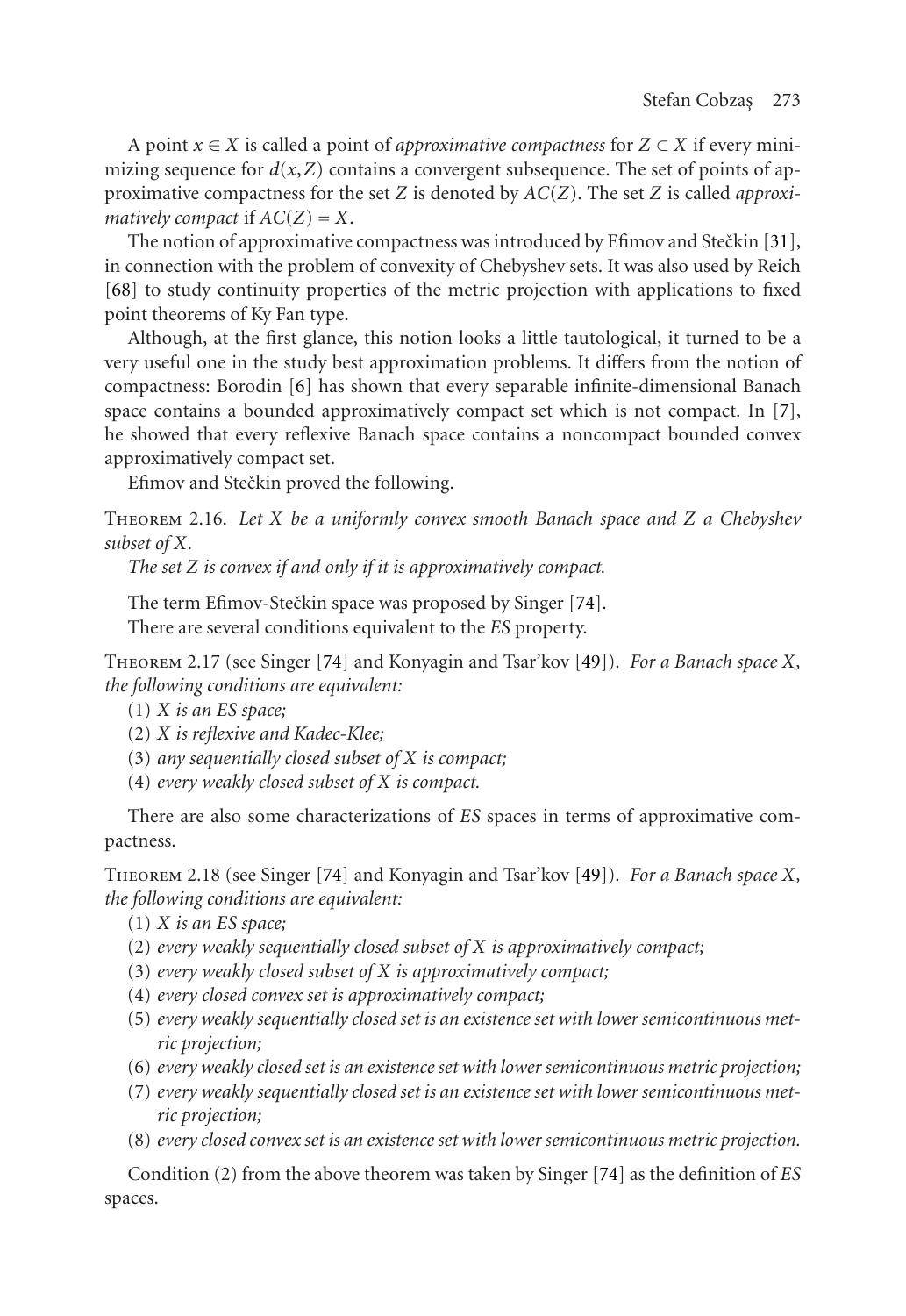A point $x \in X$ is called a point of *approximative compactness* for $Z \subset X$ if every minimizing sequence for $d(x, Z)$ contains a convergent subsequence. The set of points of approximative compactness for the set $Z$ is denoted by $AC(Z)$. The set $Z$ is called *approximatively compact* if $AC(Z) = X$.

The notion of approximative compactness was introduced by Efimov and Stečkin [31], in connection with the problem of convexity of Chebyshev sets. It was also used by Reich [68] to study continuity properties of the metric projection with applications to fixed point theorems of Ky Fan type.

Although, at the first glance, this notion looks a little tautological, it turned to be a very useful one in the study best approximation problems. It differs from the notion of compactness: Borodin [6] has shown that every separable infinite-dimensional Banach space contains a bounded approximatively compact set which is not compact. In [7], he showed that every reflexive Banach space contains a noncompact bounded convex approximatively compact set.

Efimov and Stečkin proved the following.

Theorem 2.16. *Let $X$ be a uniformly convex smooth Banach space and $Z$ a Chebyshev subset of $X$.*

*The set $Z$ is convex if and only if it is approximatively compact.*

The term Efimov-Stečkin space was proposed by Singer [74].

There are several conditions equivalent to the *ES* property.

Theorem 2.17 (see Singer [74] and Konyagin and Tsar'kov [49]). *For a Banach space $X$, the following conditions are equivalent:*

(1) *$X$ is an ES space;*
(2) *$X$ is reflexive and Kadec-Klee;*
(3) *any sequentially closed subset of $X$ is compact;*
(4) *every weakly closed subset of $X$ is compact.*

There are also some characterizations of *ES* spaces in terms of approximative compactness.

Theorem 2.18 (see Singer [74] and Konyagin and Tsar'kov [49]). *For a Banach space $X$, the following conditions are equivalent:*

(1) *$X$ is an ES space;*
(2) *every weakly sequentially closed subset of $X$ is approximatively compact;*
(3) *every weakly closed subset of $X$ is approximatively compact;*
(4) *every closed convex set is approximatively compact;*
(5) *every weakly sequentially closed set is an existence set with lower semicontinuous metric projection;*
(6) *every weakly closed set is an existence set with lower semicontinuous metric projection;*
(7) *every weakly sequentially closed set is an existence set with lower semicontinuous metric projection;*
(8) *every closed convex set is an existence set with lower semicontinuous metric projection.*

Condition (2) from the above theorem was taken by Singer [74] as the definition of *ES* spaces.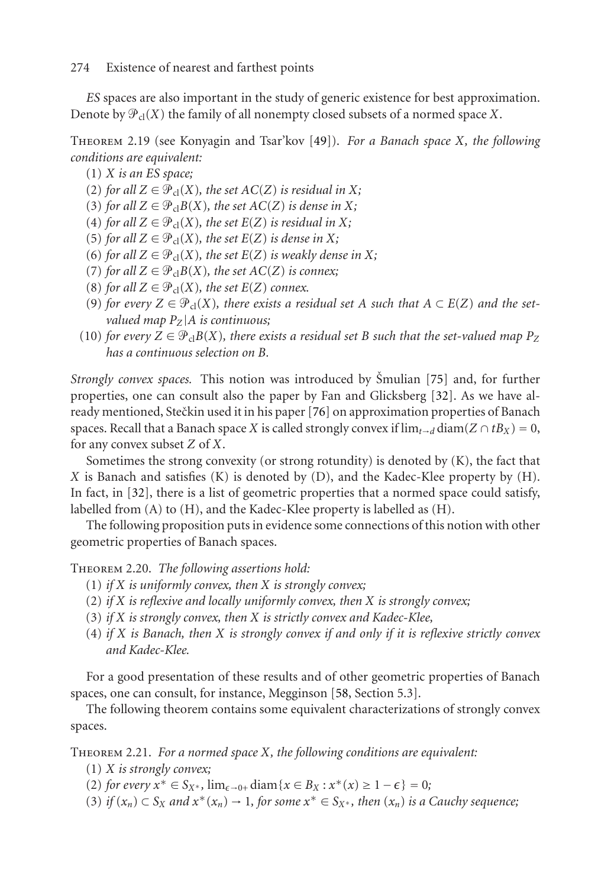*ES* spaces are also important in the study of generic existence for best approximation. Denote by $\mathcal{P}_{\mathrm{cl}}(X)$ the family of all nonempty closed subsets of a normed space $X$.

Theorem 2.19 (see Konyagin and Tsar'kov [49]). *For a Banach space $X$, the following conditions are equivalent:*

(1) *$X$ is an ES space;*

(2) *for all $Z \in \mathcal{P}_{\mathrm{cl}}(X)$, the set $AC(Z)$ is residual in $X$;*

(3) *for all $Z \in \mathcal{P}_{\mathrm{cl}}B(X)$, the set $AC(Z)$ is dense in $X$;*

(4) *for all $Z \in \mathcal{P}_{\mathrm{cl}}(X)$, the set $E(Z)$ is residual in $X$;*

(5) *for all $Z \in \mathcal{P}_{\mathrm{cl}}(X)$, the set $E(Z)$ is dense in $X$;*

(6) *for all $Z \in \mathcal{P}_{\mathrm{cl}}(X)$, the set $E(Z)$ is weakly dense in $X$;*

(7) *for all $Z \in \mathcal{P}_{\mathrm{cl}}B(X)$, the set $AC(Z)$ is connex;*

(8) *for all $Z \in \mathcal{P}_{\mathrm{cl}}(X)$, the set $E(Z)$ connex.*

(9) *for every $Z \in \mathcal{P}_{\mathrm{cl}}(X)$, there exists a residual set $A$ such that $A \subset E(Z)$ and the set-valued map $P_Z|A$ is continuous;*

(10) *for every $Z \in \mathcal{P}_{\mathrm{cl}}B(X)$, there exists a residual set $B$ such that the set-valued map $P_Z$ has a continuous selection on $B$.*

*Strongly convex spaces.* This notion was introduced by Šmulian [75] and, for further properties, one can consult also the paper by Fan and Glicksberg [32]. As we have already mentioned, Stečkin used it in his paper [76] on approximation properties of Banach spaces. Recall that a Banach space $X$ is called strongly convex if $\lim_{t\to d} \operatorname{diam}(Z \cap tB_X) = 0$, for any convex subset $Z$ of $X$.

Sometimes the strong convexity (or strong rotundity) is denoted by (K), the fact that $X$ is Banach and satisfies (K) is denoted by (D), and the Kadec-Klee property by (H). In fact, in [32], there is a list of geometric properties that a normed space could satisfy, labelled from (A) to (H), and the Kadec-Klee property is labelled as (H).

The following proposition puts in evidence some connections of this notion with other geometric properties of Banach spaces.

Theorem 2.20. *The following assertions hold:*

(1) *if $X$ is uniformly convex, then $X$ is strongly convex;*

(2) *if $X$ is reflexive and locally uniformly convex, then $X$ is strongly convex;*

(3) *if $X$ is strongly convex, then $X$ is strictly convex and Kadec-Klee,*

(4) *if $X$ is Banach, then $X$ is strongly convex if and only if it is reflexive strictly convex and Kadec-Klee.*

For a good presentation of these results and of other geometric properties of Banach spaces, one can consult, for instance, Megginson [58, Section 5.3].

The following theorem contains some equivalent characterizations of strongly convex spaces.

Theorem 2.21. *For a normed space $X$, the following conditions are equivalent:*

(1) *$X$ is strongly convex;*

(2) *for every $x^* \in S_{X^*}$, $\lim_{\epsilon\to 0+} \operatorname{diam}\{x \in B_X : x^*(x) \geq 1-\epsilon\} = 0$;*

(3) *if $(x_n) \subset S_X$ and $x^*(x_n) \to 1$, for some $x^* \in S_{X^*}$, then $(x_n)$ is a Cauchy sequence;*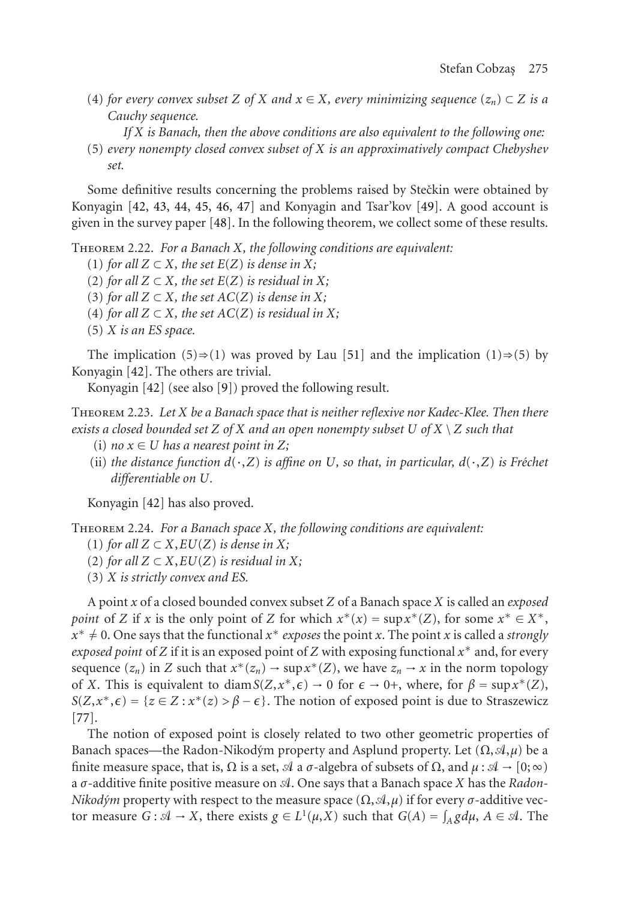(4) *for every convex subset $Z$ of $X$ and $x \in X$, every minimizing sequence $(z_n) \subset Z$ is a Cauchy sequence.*

*If $X$ is Banach, then the above conditions are also equivalent to the following one:*

(5) *every nonempty closed convex subset of $X$ is an approximatively compact Chebyshev set.*

Some definitive results concerning the problems raised by Stečkin were obtained by Konyagin [42, 43, 44, 45, 46, 47] and Konyagin and Tsar'kov [49]. A good account is given in the survey paper [48]. In the following theorem, we collect some of these results.

Theorem 2.22. *For a Banach $X$, the following conditions are equivalent:*

(1) *for all $Z \subset X$, the set $E(Z)$ is dense in $X$;*

(2) *for all $Z \subset X$, the set $E(Z)$ is residual in $X$;*

(3) *for all $Z \subset X$, the set $AC(Z)$ is dense in $X$;*

(4) *for all $Z \subset X$, the set $AC(Z)$ is residual in $X$;*

(5) *$X$ is an ES space.*

The implication (5)⇒(1) was proved by Lau [51] and the implication (1)⇒(5) by Konyagin [42]. The others are trivial.

Konyagin [42] (see also [9]) proved the following result.

Theorem 2.23. *Let $X$ be a Banach space that is neither reflexive nor Kadec-Klee. Then there exists a closed bounded set $Z$ of $X$ and an open nonempty subset $U$ of $X \setminus Z$ such that*

(i) *no $x \in U$ has a nearest point in $Z$;*

(ii) *the distance function $d(\cdot, Z)$ is affine on $U$, so that, in particular, $d(\cdot, Z)$ is Fréchet differentiable on $U$.*

Konyagin [42] has also proved.

Theorem 2.24. *For a Banach space $X$, the following conditions are equivalent:*

(1) *for all $Z \subset X, EU(Z)$ is dense in $X$;*

(2) *for all $Z \subset X, EU(Z)$ is residual in $X$;*

(3) *$X$ is strictly convex and ES.*

A point $x$ of a closed bounded convex subset $Z$ of a Banach space $X$ is called an *exposed point* of $Z$ if $x$ is the only point of $Z$ for which $x^*(x) = \sup x^*(Z)$, for some $x^* \in X^*$, $x^* \neq 0$. One says that the functional $x^*$ *exposes* the point $x$. The point $x$ is called a *strongly exposed point* of $Z$ if it is an exposed point of $Z$ with exposing functional $x^*$ and, for every sequence $(z_n)$ in $Z$ such that $x^*(z_n) \to \sup x^*(Z)$, we have $z_n \to x$ in the norm topology of $X$. This is equivalent to $\operatorname{diam} S(Z, x^*, \epsilon) \to 0$ for $\epsilon \to 0+$, where, for $\beta = \sup x^*(Z)$, $S(Z, x^*, \epsilon) = \{z \in Z : x^*(z) > \beta - \epsilon\}$. The notion of exposed point is due to Straszewicz [77].

The notion of exposed point is closely related to two other geometric properties of Banach spaces—the Radon-Nikodým property and Asplund property. Let $(\Omega, \mathscr{A}, \mu)$ be a finite measure space, that is, $\Omega$ is a set, $\mathscr{A}$ a $\sigma$-algebra of subsets of $\Omega$, and $\mu : \mathscr{A} \to [0; \infty)$ a $\sigma$-additive finite positive measure on $\mathscr{A}$. One says that a Banach space $X$ has the *Radon-Nikodým* property with respect to the measure space $(\Omega, \mathscr{A}, \mu)$ if for every $\sigma$-additive vector measure $G : \mathscr{A} \to X$, there exists $g \in L^1(\mu, X)$ such that $G(A) = \int_A g d\mu$, $A \in \mathscr{A}$. The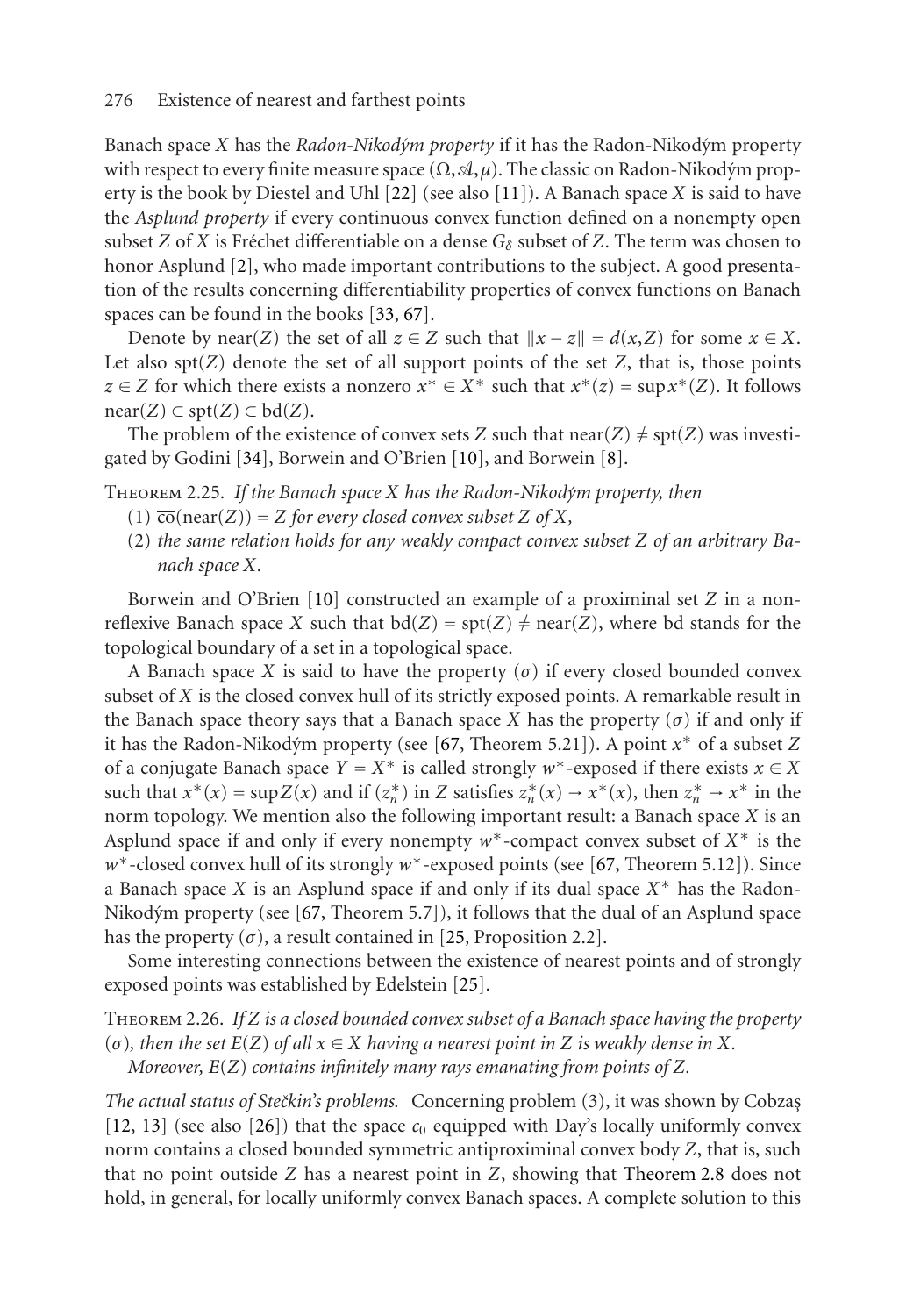Banach space $X$ has the *Radon-Nikodým property* if it has the Radon-Nikodým property with respect to every finite measure space $(\Omega, \mathcal{A}, \mu)$. The classic on Radon-Nikodým property is the book by Diestel and Uhl [22] (see also [11]). A Banach space $X$ is said to have the *Asplund property* if every continuous convex function defined on a nonempty open subset $Z$ of $X$ is Fréchet differentiable on a dense $G_\delta$ subset of $Z$. The term was chosen to honor Asplund [2], who made important contributions to the subject. A good presentation of the results concerning differentiability properties of convex functions on Banach spaces can be found in the books [33, 67].

Denote by $\operatorname{near}(Z)$ the set of all $z \in Z$ such that $\|x - z\| = d(x, Z)$ for some $x \in X$. Let also $\operatorname{spt}(Z)$ denote the set of all support points of the set $Z$, that is, those points $z \in Z$ for which there exists a nonzero $x^* \in X^*$ such that $x^*(z) = \sup x^*(Z)$. It follows $\operatorname{near}(Z) \subset \operatorname{spt}(Z) \subset \operatorname{bd}(Z)$.

The problem of the existence of convex sets $Z$ such that $\operatorname{near}(Z) \neq \operatorname{spt}(Z)$ was investigated by Godini [34], Borwein and O'Brien [10], and Borwein [8].

Theorem 2.25. *If the Banach space $X$ has the Radon-Nikodým property, then*

(1) $\overline{\operatorname{co}}(\operatorname{near}(Z)) = Z$ *for every closed convex subset $Z$ of $X$,*

(2) *the same relation holds for any weakly compact convex subset $Z$ of an arbitrary Banach space $X$.*

Borwein and O'Brien [10] constructed an example of a proximinal set $Z$ in a nonreflexive Banach space $X$ such that $\operatorname{bd}(Z) = \operatorname{spt}(Z) \neq \operatorname{near}(Z)$, where bd stands for the topological boundary of a set in a topological space.

A Banach space $X$ is said to have the property $(\sigma)$ if every closed bounded convex subset of $X$ is the closed convex hull of its strictly exposed points. A remarkable result in the Banach space theory says that a Banach space $X$ has the property $(\sigma)$ if and only if it has the Radon-Nikodým property (see [67, Theorem 5.21]). A point $x^*$ of a subset $Z$ of a conjugate Banach space $Y = X^*$ is called strongly $w^*$-exposed if there exists $x \in X$ such that $x^*(x) = \sup Z(x)$ and if $(z_n^*)$ in $Z$ satisfies $z_n^*(x) \to x^*(x)$, then $z_n^* \to x^*$ in the norm topology. We mention also the following important result: a Banach space $X$ is an Asplund space if and only if every nonempty $w^*$-compact convex subset of $X^*$ is the $w^*$-closed convex hull of its strongly $w^*$-exposed points (see [67, Theorem 5.12]). Since a Banach space $X$ is an Asplund space if and only if its dual space $X^*$ has the Radon-Nikodým property (see [67, Theorem 5.7]), it follows that the dual of an Asplund space has the property $(\sigma)$, a result contained in [25, Proposition 2.2].

Some interesting connections between the existence of nearest points and of strongly exposed points was established by Edelstein [25].

Theorem 2.26. *If $Z$ is a closed bounded convex subset of a Banach space having the property $(\sigma)$, then the set $E(Z)$ of all $x \in X$ having a nearest point in $Z$ is weakly dense in $X$.*

*Moreover, $E(Z)$ contains infinitely many rays emanating from points of $Z$.*

*The actual status of Stečkin's problems.* Concerning problem (3), it was shown by Cobzaş [12, 13] (see also [26]) that the space $c_0$ equipped with Day's locally uniformly convex norm contains a closed bounded symmetric antiproximinal convex body $Z$, that is, such that no point outside $Z$ has a nearest point in $Z$, showing that Theorem 2.8 does not hold, in general, for locally uniformly convex Banach spaces. A complete solution to this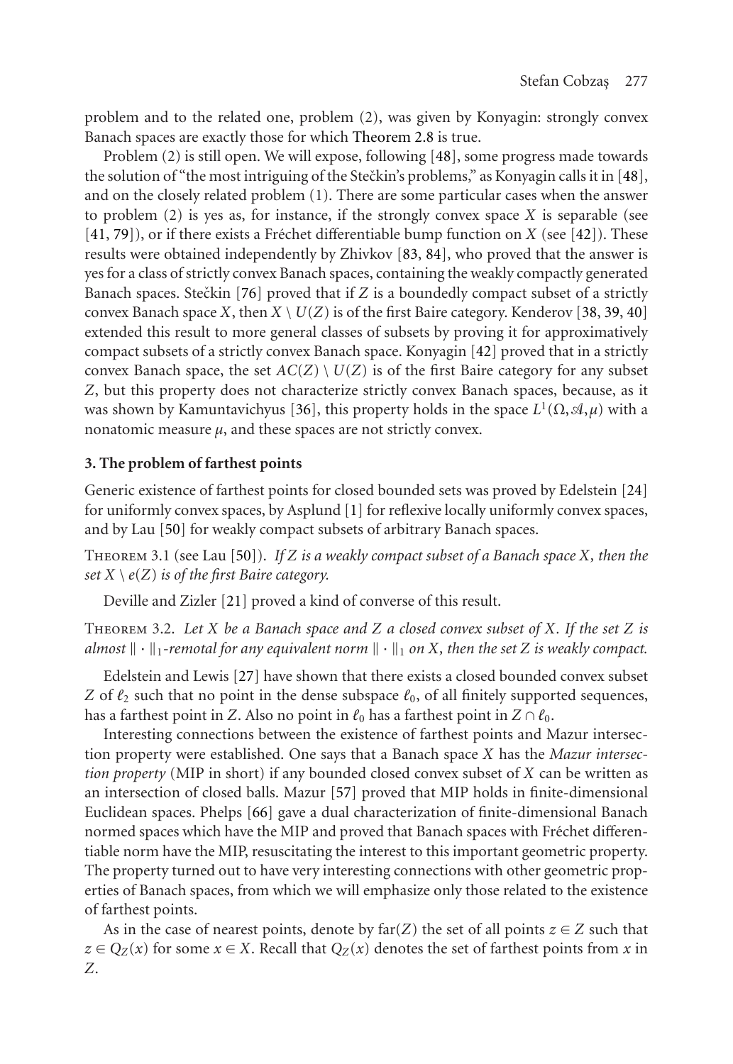problem and to the related one, problem (2), was given by Konyagin: strongly convex Banach spaces are exactly those for which Theorem 2.8 is true.

Problem (2) is still open. We will expose, following [48], some progress made towards the solution of "the most intriguing of the Stečkin's problems," as Konyagin calls it in [48], and on the closely related problem (1). There are some particular cases when the answer to problem (2) is yes as, for instance, if the strongly convex space $X$ is separable (see [41, 79]), or if there exists a Fréchet differentiable bump function on $X$ (see [42]). These results were obtained independently by Zhivkov [83, 84], who proved that the answer is yes for a class of strictly convex Banach spaces, containing the weakly compactly generated Banach spaces. Stečkin [76] proved that if $Z$ is a boundedly compact subset of a strictly convex Banach space $X$, then $X \setminus U(Z)$ is of the first Baire category. Kenderov [38, 39, 40] extended this result to more general classes of subsets by proving it for approximatively compact subsets of a strictly convex Banach space. Konyagin [42] proved that in a strictly convex Banach space, the set $AC(Z) \setminus U(Z)$ is of the first Baire category for any subset $Z$, but this property does not characterize strictly convex Banach spaces, because, as it was shown by Kamuntavichyus [36], this property holds in the space $L^1(\Omega, \mathcal{A}, \mu)$ with a nonatomic measure $\mu$, and these spaces are not strictly convex.

## 3. The problem of farthest points

Generic existence of farthest points for closed bounded sets was proved by Edelstein [24] for uniformly convex spaces, by Asplund [1] for reflexive locally uniformly convex spaces, and by Lau [50] for weakly compact subsets of arbitrary Banach spaces.

Theorem 3.1 (see Lau [50]). *If $Z$ is a weakly compact subset of a Banach space $X$, then the set $X \setminus e(Z)$ is of the first Baire category.*

Deville and Zizler [21] proved a kind of converse of this result.

Theorem 3.2. *Let $X$ be a Banach space and $Z$ a closed convex subset of $X$. If the set $Z$ is almost $\|\cdot\|_1$-remotal for any equivalent norm $\|\cdot\|_1$ on $X$, then the set $Z$ is weakly compact.*

Edelstein and Lewis [27] have shown that there exists a closed bounded convex subset $Z$ of $\ell_2$ such that no point in the dense subspace $\ell_0$, of all finitely supported sequences, has a farthest point in $Z$. Also no point in $\ell_0$ has a farthest point in $Z \cap \ell_0$.

Interesting connections between the existence of farthest points and Mazur intersection property were established. One says that a Banach space $X$ has the *Mazur intersection property* (MIP in short) if any bounded closed convex subset of $X$ can be written as an intersection of closed balls. Mazur [57] proved that MIP holds in finite-dimensional Euclidean spaces. Phelps [66] gave a dual characterization of finite-dimensional Banach normed spaces which have the MIP and proved that Banach spaces with Fréchet differentiable norm have the MIP, resuscitating the interest to this important geometric property. The property turned out to have very interesting connections with other geometric properties of Banach spaces, from which we will emphasize only those related to the existence of farthest points.

As in the case of nearest points, denote by $\text{far}(Z)$ the set of all points $z \in Z$ such that $z \in Q_Z(x)$ for some $x \in X$. Recall that $Q_Z(x)$ denotes the set of farthest points from $x$ in $Z$.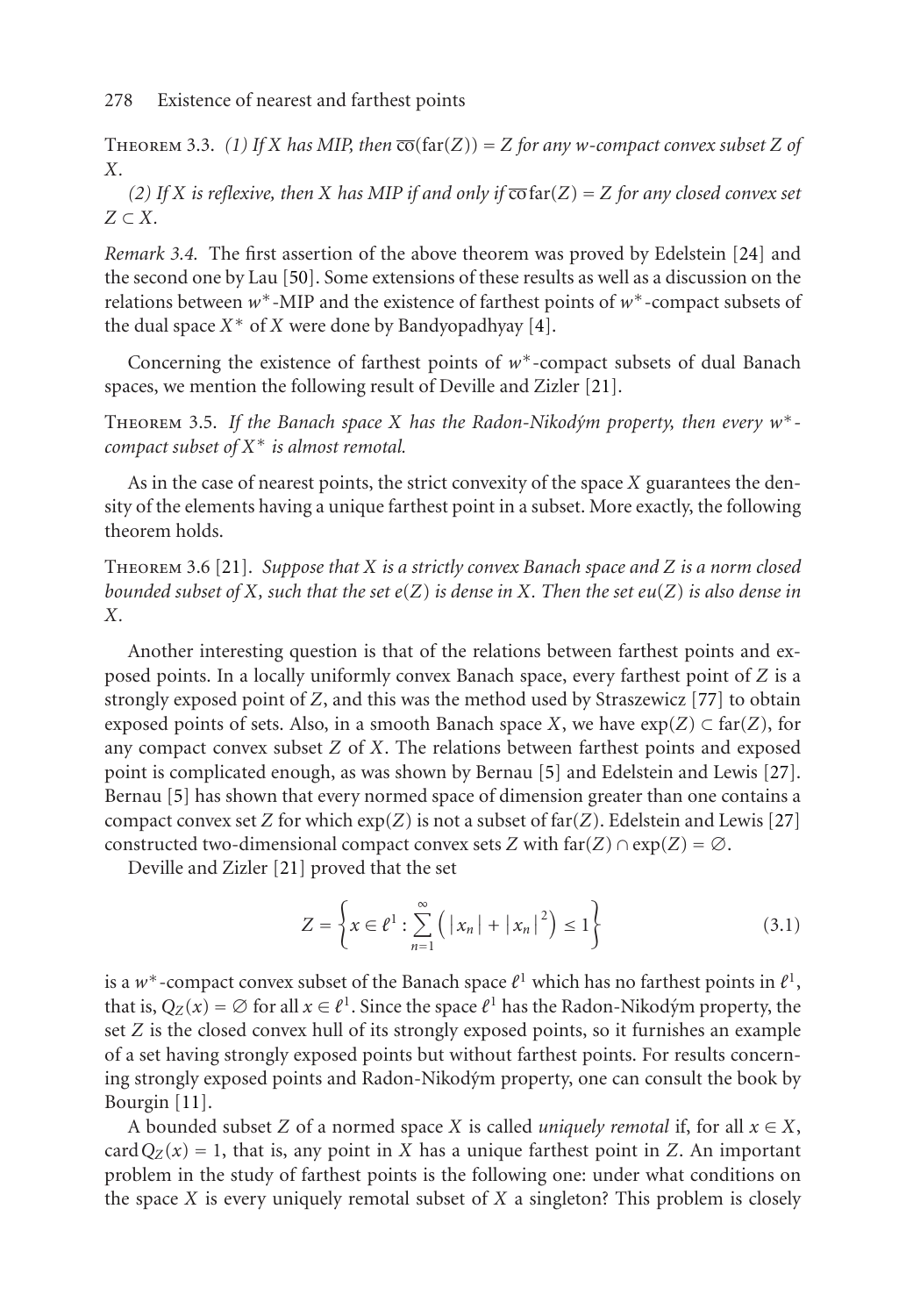**Theorem 3.3.** *(1) If $X$ has MIP, then $\overline{\text{co}}(\text{far}(Z)) = Z$ for any $w$-compact convex subset $Z$ of $X$.*

*(2) If $X$ is reflexive, then $X$ has MIP if and only if $\overline{\text{co}}\,\text{far}(Z) = Z$ for any closed convex set $Z \subset X$.*

*Remark 3.4.* The first assertion of the above theorem was proved by Edelstein [24] and the second one by Lau [50]. Some extensions of these results as well as a discussion on the relations between $w^*$-MIP and the existence of farthest points of $w^*$-compact subsets of the dual space $X^*$ of $X$ were done by Bandyopadhyay [4].

Concerning the existence of farthest points of $w^*$-compact subsets of dual Banach spaces, we mention the following result of Deville and Zizler [21].

**Theorem 3.5.** *If the Banach space $X$ has the Radon-Nikodým property, then every $w^*$-compact subset of $X^*$ is almost remotal.*

As in the case of nearest points, the strict convexity of the space $X$ guarantees the density of the elements having a unique farthest point in a subset. More exactly, the following theorem holds.

**Theorem 3.6** [21]. *Suppose that $X$ is a strictly convex Banach space and $Z$ is a norm closed bounded subset of $X$, such that the set $e(Z)$ is dense in $X$. Then the set $eu(Z)$ is also dense in $X$.*

Another interesting question is that of the relations between farthest points and exposed points. In a locally uniformly convex Banach space, every farthest point of $Z$ is a strongly exposed point of $Z$, and this was the method used by Straszewicz [77] to obtain exposed points of sets. Also, in a smooth Banach space $X$, we have $\exp(Z) \subset \text{far}(Z)$, for any compact convex subset $Z$ of $X$. The relations between farthest points and exposed point is complicated enough, as was shown by Bernau [5] and Edelstein and Lewis [27]. Bernau [5] has shown that every normed space of dimension greater than one contains a compact convex set $Z$ for which $\exp(Z)$ is not a subset of $\text{far}(Z)$. Edelstein and Lewis [27] constructed two-dimensional compact convex sets $Z$ with $\text{far}(Z) \cap \exp(Z) = \emptyset$.

Deville and Zizler [21] proved that the set

$$Z = \left\{ x \in \ell^1 : \sum_{n=1}^{\infty} \left( |x_n| + |x_n|^2 \right) \le 1 \right\} \tag{3.1}$$

is a $w^*$-compact convex subset of the Banach space $\ell^1$ which has no farthest points in $\ell^1$, that is, $Q_Z(x) = \emptyset$ for all $x \in \ell^1$. Since the space $\ell^1$ has the Radon-Nikodým property, the set $Z$ is the closed convex hull of its strongly exposed points, so it furnishes an example of a set having strongly exposed points but without farthest points. For results concerning strongly exposed points and Radon-Nikodým property, one can consult the book by Bourgin [11].

A bounded subset $Z$ of a normed space $X$ is called *uniquely remotal* if, for all $x \in X$, $\text{card}\, Q_Z(x) = 1$, that is, any point in $X$ has a unique farthest point in $Z$. An important problem in the study of farthest points is the following one: under what conditions on the space $X$ is every uniquely remotal subset of $X$ a singleton? This problem is closely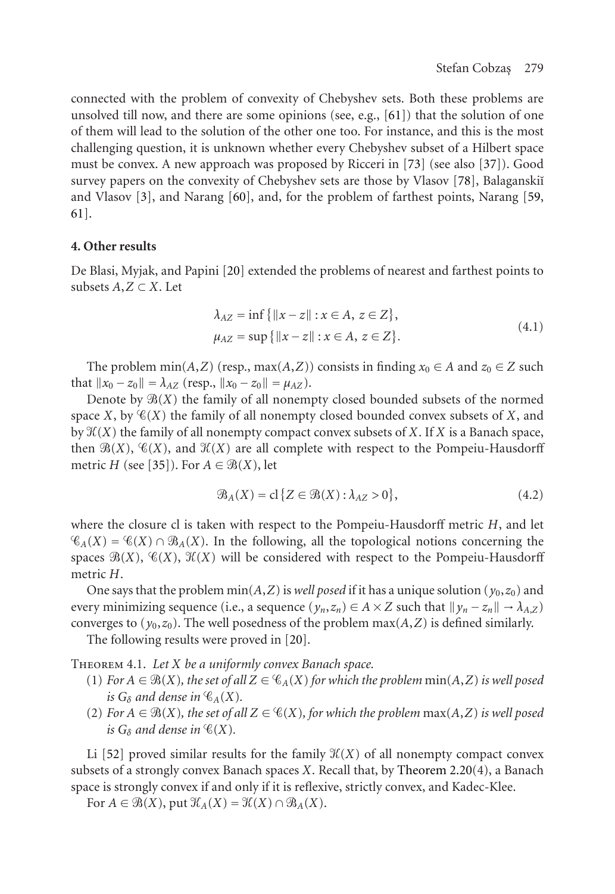connected with the problem of convexity of Chebyshev sets. Both these problems are unsolved till now, and there are some opinions (see, e.g., [61]) that the solution of one of them will lead to the solution of the other one too. For instance, and this is the most challenging question, it is unknown whether every Chebyshev subset of a Hilbert space must be convex. A new approach was proposed by Ricceri in [73] (see also [37]). Good survey papers on the convexity of Chebyshev sets are those by Vlasov [78], Balaganskiĭ and Vlasov [3], and Narang [60], and, for the problem of farthest points, Narang [59, 61].

## 4. Other results

De Blasi, Myjak, and Papini [20] extended the problems of nearest and farthest points to subsets $A, Z \subset X$. Let

$$
\begin{aligned}
\lambda_{AZ} &= \inf\{\|x - z\| : x \in A,\ z \in Z\},\\
\mu_{AZ} &= \sup\{\|x - z\| : x \in A,\ z \in Z\}.
\end{aligned}
\tag{4.1}
$$

The problem $\min(A,Z)$ (resp., $\max(A,Z)$) consists in finding $x_0 \in A$ and $z_0 \in Z$ such that $\|x_0 - z_0\| = \lambda_{AZ}$ (resp., $\|x_0 - z_0\| = \mu_{AZ}$).

Denote by $\mathcal{B}(X)$ the family of all nonempty closed bounded subsets of the normed space $X$, by $\mathcal{C}(X)$ the family of all nonempty closed bounded convex subsets of $X$, and by $\mathcal{K}(X)$ the family of all nonempty compact convex subsets of $X$. If $X$ is a Banach space, then $\mathcal{B}(X)$, $\mathcal{C}(X)$, and $\mathcal{K}(X)$ are all complete with respect to the Pompeiu-Hausdorff metric $H$ (see [35]). For $A \in \mathcal{B}(X)$, let

$$
\mathcal{B}_A(X) = \operatorname{cl}\{Z \in \mathcal{B}(X) : \lambda_{AZ} > 0\},
\tag{4.2}
$$

where the closure cl is taken with respect to the Pompeiu-Hausdorff metric $H$, and let $\mathcal{C}_A(X) = \mathcal{C}(X) \cap \mathcal{B}_A(X)$. In the following, all the topological notions concerning the spaces $\mathcal{B}(X)$, $\mathcal{C}(X)$, $\mathcal{K}(X)$ will be considered with respect to the Pompeiu-Hausdorff metric $H$.

One says that the problem $\min(A,Z)$ is *well posed* if it has a unique solution $(y_0, z_0)$ and every minimizing sequence (i.e., a sequence $(y_n, z_n) \in A \times Z$ such that $\|y_n - z_n\| \to \lambda_{A,Z}$) converges to $(y_0, z_0)$. The well posedness of the problem $\max(A,Z)$ is defined similarly.

The following results were proved in [20].

Theorem 4.1. *Let $X$ be a uniformly convex Banach space.*

(1) *For $A \in \mathcal{B}(X)$, the set of all $Z \in \mathcal{C}_A(X)$ for which the problem* $\min(A,Z)$ *is well posed is $G_\delta$ and dense in $\mathcal{C}_A(X)$.*

(2) *For $A \in \mathcal{B}(X)$, the set of all $Z \in \mathcal{C}(X)$, for which the problem* $\max(A,Z)$ *is well posed is $G_\delta$ and dense in $\mathcal{C}(X)$.*

Li [52] proved similar results for the family $\mathcal{K}(X)$ of all nonempty compact convex subsets of a strongly convex Banach spaces $X$. Recall that, by Theorem 2.20(4), a Banach space is strongly convex if and only if it is reflexive, strictly convex, and Kadec-Klee.

For $A \in \mathcal{B}(X)$, put $\mathcal{K}_A(X) = \mathcal{K}(X) \cap \mathcal{B}_A(X)$.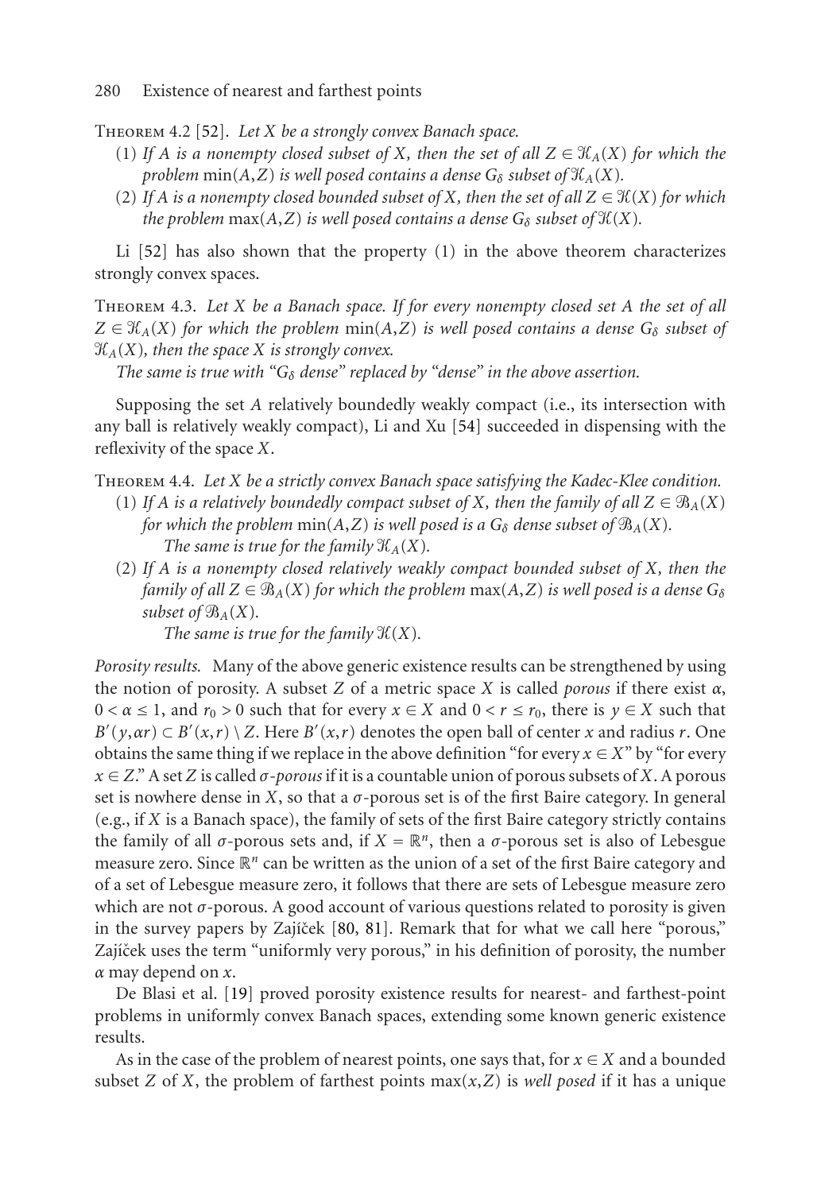Theorem 4.2 [52]. *Let $X$ be a strongly convex Banach space.*

(1) *If $A$ is a nonempty closed subset of $X$, then the set of all $Z \in \mathcal{K}_A(X)$ for which the problem $\min(A,Z)$ is well posed contains a dense $G_\delta$ subset of $\mathcal{K}_A(X)$.*

(2) *If $A$ is a nonempty closed bounded subset of $X$, then the set of all $Z \in \mathcal{K}(X)$ for which the problem $\max(A,Z)$ is well posed contains a dense $G_\delta$ subset of $\mathcal{K}(X)$.*

Li [52] has also shown that the property (1) in the above theorem characterizes strongly convex spaces.

Theorem 4.3. *Let $X$ be a Banach space. If for every nonempty closed set $A$ the set of all $Z \in \mathcal{K}_A(X)$ for which the problem $\min(A,Z)$ is well posed contains a dense $G_\delta$ subset of $\mathcal{K}_A(X)$, then the space $X$ is strongly convex.*

*The same is true with "$G_\delta$ dense" replaced by "dense" in the above assertion.*

Supposing the set $A$ relatively boundedly weakly compact (i.e., its intersection with any ball is relatively weakly compact), Li and Xu [54] succeeded in dispensing with the reflexivity of the space $X$.

Theorem 4.4. *Let $X$ be a strictly convex Banach space satisfying the Kadec-Klee condition.*

(1) *If $A$ is a relatively boundedly compact subset of $X$, then the family of all $Z \in \mathcal{B}_A(X)$ for which the problem $\min(A,Z)$ is well posed is a $G_\delta$ dense subset of $\mathcal{B}_A(X)$.*

   *The same is true for the family $\mathcal{K}_A(X)$.*

(2) *If $A$ is a nonempty closed relatively weakly compact bounded subset of $X$, then the family of all $Z \in \mathcal{B}_A(X)$ for which the problem $\max(A,Z)$ is well posed is a dense $G_\delta$ subset of $\mathcal{B}_A(X)$.*

   *The same is true for the family $\mathcal{K}(X)$.*

*Porosity results.* Many of the above generic existence results can be strengthened by using the notion of porosity. A subset $Z$ of a metric space $X$ is called *porous* if there exist $\alpha$, $0 < \alpha \leq 1$, and $r_0 > 0$ such that for every $x \in X$ and $0 < r \leq r_0$, there is $y \in X$ such that $B'(y,\alpha r) \subset B'(x,r) \setminus Z$. Here $B'(x,r)$ denotes the open ball of center $x$ and radius $r$. One obtains the same thing if we replace in the above definition "for every $x \in X$" by "for every $x \in Z$." A set $Z$ is called *$\sigma$-porous* if it is a countable union of porous subsets of $X$. A porous set is nowhere dense in $X$, so that a $\sigma$-porous set is of the first Baire category. In general (e.g., if $X$ is a Banach space), the family of sets of the first Baire category strictly contains the family of all $\sigma$-porous sets and, if $X = \mathbb{R}^n$, then a $\sigma$-porous set is also of Lebesgue measure zero. Since $\mathbb{R}^n$ can be written as the union of a set of the first Baire category and of a set of Lebesgue measure zero, it follows that there are sets of Lebesgue measure zero which are not $\sigma$-porous. A good account of various questions related to porosity is given in the survey papers by Zajíček [80, 81]. Remark that for what we call here "porous," Zajíček uses the term "uniformly very porous," in his definition of porosity, the number $\alpha$ may depend on $x$.

De Blasi et al. [19] proved porosity existence results for nearest- and farthest-point problems in uniformly convex Banach spaces, extending some known generic existence results.

As in the case of the problem of nearest points, one says that, for $x \in X$ and a bounded subset $Z$ of $X$, the problem of farthest points $\max(x,Z)$ is *well posed* if it has a unique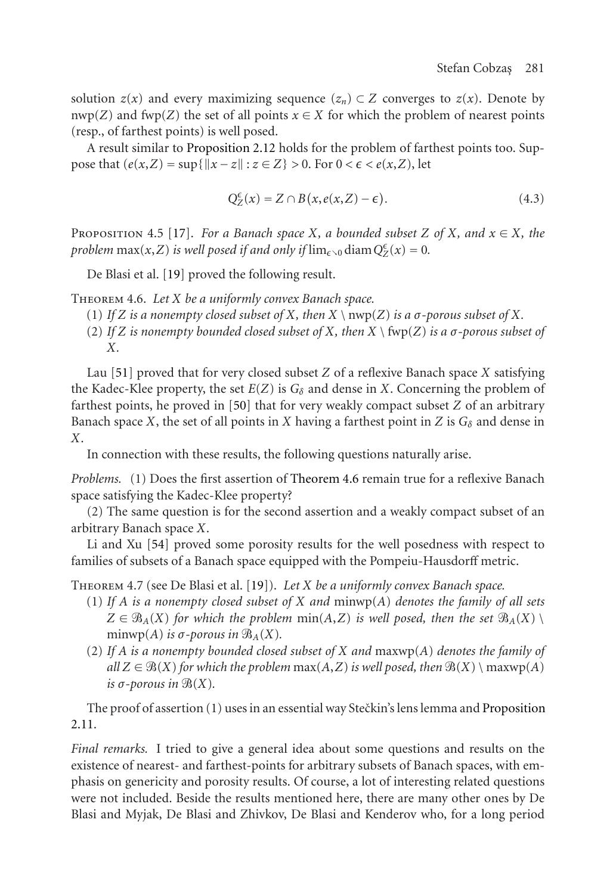solution $z(x)$ and every maximizing sequence $(z_n) \subset Z$ converges to $z(x)$. Denote by $\operatorname{nwp}(Z)$ and $\operatorname{fwp}(Z)$ the set of all points $x \in X$ for which the problem of nearest points (resp., of farthest points) is well posed.

A result similar to Proposition 2.12 holds for the problem of farthest points too. Suppose that $(e(x,Z) = \sup\{\|x - z\| : z \in Z\} > 0$. For $0 < \epsilon < e(x,Z)$, let

$$Q_Z^\epsilon(x) = Z \cap B(x, e(x,Z) - \epsilon). \tag{4.3}$$

Proposition 4.5 [17]. *For a Banach space $X$, a bounded subset $Z$ of $X$, and $x \in X$, the problem $\max(x,Z)$ is well posed if and only if $\lim_{\epsilon \searrow 0} \operatorname{diam} Q_Z^\epsilon(x) = 0$.*

De Blasi et al. [19] proved the following result.

Theorem 4.6. *Let $X$ be a uniformly convex Banach space.*

(1) *If $Z$ is a nonempty closed subset of $X$, then $X \setminus \operatorname{nwp}(Z)$ is a $\sigma$-porous subset of $X$.*

(2) *If $Z$ is nonempty bounded closed subset of $X$, then $X \setminus \operatorname{fwp}(Z)$ is a $\sigma$-porous subset of $X$.*

Lau [51] proved that for very closed subset $Z$ of a reflexive Banach space $X$ satisfying the Kadec-Klee property, the set $E(Z)$ is $G_\delta$ and dense in $X$. Concerning the problem of farthest points, he proved in [50] that for very weakly compact subset $Z$ of an arbitrary Banach space $X$, the set of all points in $X$ having a farthest point in $Z$ is $G_\delta$ and dense in $X$.

In connection with these results, the following questions naturally arise.

*Problems.* (1) Does the first assertion of Theorem 4.6 remain true for a reflexive Banach space satisfying the Kadec-Klee property?

(2) The same question is for the second assertion and a weakly compact subset of an arbitrary Banach space $X$.

Li and Xu [54] proved some porosity results for the well posedness with respect to families of subsets of a Banach space equipped with the Pompeiu-Hausdorff metric.

Theorem 4.7 (see De Blasi et al. [19]). *Let $X$ be a uniformly convex Banach space.*

(1) *If $A$ is a nonempty closed subset of $X$ and $\operatorname{minwp}(A)$ denotes the family of all sets $Z \in \mathcal{B}_A(X)$ for which the problem $\min(A,Z)$ is well posed, then the set $\mathcal{B}_A(X) \setminus \operatorname{minwp}(A)$ is $\sigma$-porous in $\mathcal{B}_A(X)$.*

(2) *If $A$ is a nonempty bounded closed subset of $X$ and $\operatorname{maxwp}(A)$ denotes the family of all $Z \in \mathcal{B}(X)$ for which the problem $\max(A,Z)$ is well posed, then $\mathcal{B}(X) \setminus \operatorname{maxwp}(A)$ is $\sigma$-porous in $\mathcal{B}(X)$.*

The proof of assertion (1) uses in an essential way Stečkin's lens lemma and Proposition 2.11.

*Final remarks.* I tried to give a general idea about some questions and results on the existence of nearest- and farthest-points for arbitrary subsets of Banach spaces, with emphasis on genericity and porosity results. Of course, a lot of interesting related questions were not included. Beside the results mentioned here, there are many other ones by De Blasi and Myjak, De Blasi and Zhivkov, De Blasi and Kenderov who, for a long period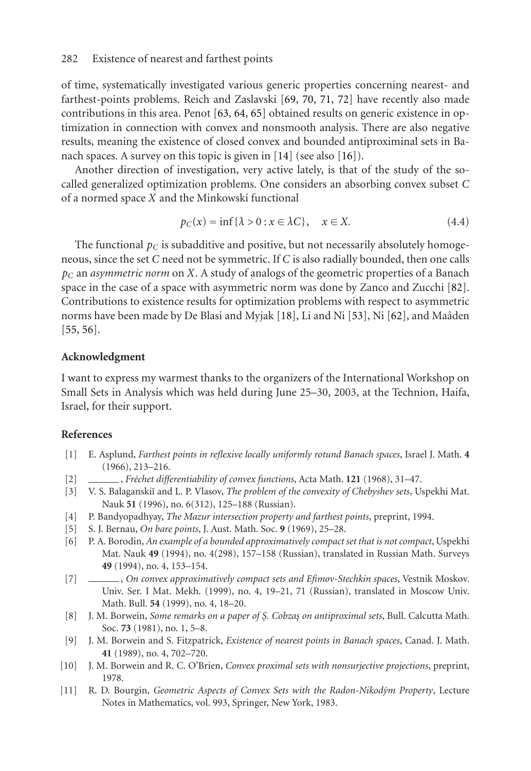of time, systematically investigated various generic properties concerning nearest- and farthest-points problems. Reich and Zaslavski [69, 70, 71, 72] have recently also made contributions in this area. Penot [63, 64, 65] obtained results on generic existence in optimization in connection with convex and nonsmooth analysis. There are also negative results, meaning the existence of closed convex and bounded antiproximinal sets in Banach spaces. A survey on this topic is given in [14] (see also [16]).

Another direction of investigation, very active lately, is that of the study of the so-called generalized optimization problems. One considers an absorbing convex subset $C$ of a normed space $X$ and the Minkowski functional

$$p_C(x) = \inf\{\lambda > 0 : x \in \lambda C\}, \quad x \in X. \tag{4.4}$$

The functional $p_C$ is subadditive and positive, but not necessarily absolutely homogeneous, since the set $C$ need not be symmetric. If $C$ is also radially bounded, then one calls $p_C$ an *asymmetric norm* on $X$. A study of analogs of the geometric properties of a Banach space in the case of a space with asymmetric norm was done by Zanco and Zucchi [82]. Contributions to existence results for optimization problems with respect to asymmetric norms have been made by De Blasi and Myjak [18], Li and Ni [53], Ni [62], and Maâden [55, 56].

## Acknowledgment

I want to express my warmest thanks to the organizers of the International Workshop on Small Sets in Analysis which was held during June 25–30, 2003, at the Technion, Haifa, Israel, for their support.

## References

[1] E. Asplund, *Farthest points in reflexive locally uniformly rotund Banach spaces*, Israel J. Math. **4** (1966), 213–216.

[2] ———, *Fréchet differentiability of convex functions*, Acta Math. **121** (1968), 31–47.

[3] V. S. Balaganskiĭ and L. P. Vlasov, *The problem of the convexity of Chebyshev sets*, Uspekhi Mat. Nauk **51** (1996), no. 6(312), 125–188 (Russian).

[4] P. Bandyopadhyay, *The Mazur intersection property and farthest points*, preprint, 1994.

[5] S. J. Bernau, *On bare points*, J. Aust. Math. Soc. **9** (1969), 25–28.

[6] P. A. Borodin, *An example of a bounded approximatively compact set that is not compact*, Uspekhi Mat. Nauk **49** (1994), no. 4(298), 157–158 (Russian), translated in Russian Math. Surveys **49** (1994), no. 4, 153–154.

[7] ———, *On convex approximatively compact sets and Efimov-Stechkin spaces*, Vestnik Moskov. Univ. Ser. I Mat. Mekh. (1999), no. 4, 19–21, 71 (Russian), translated in Moscow Univ. Math. Bull. **54** (1999), no. 4, 18–20.

[8] J. M. Borwein, *Some remarks on a paper of Ş. Cobzaş on antiproximal sets*, Bull. Calcutta Math. Soc. **73** (1981), no. 1, 5–8.

[9] J. M. Borwein and S. Fitzpatrick, *Existence of nearest points in Banach spaces*, Canad. J. Math. **41** (1989), no. 4, 702–720.

[10] J. M. Borwein and R. C. O'Brien, *Convex proximal sets with nonsurjective projections*, preprint, 1978.

[11] R. D. Bourgin, *Geometric Aspects of Convex Sets with the Radon-Nikodým Property*, Lecture Notes in Mathematics, vol. 993, Springer, New York, 1983.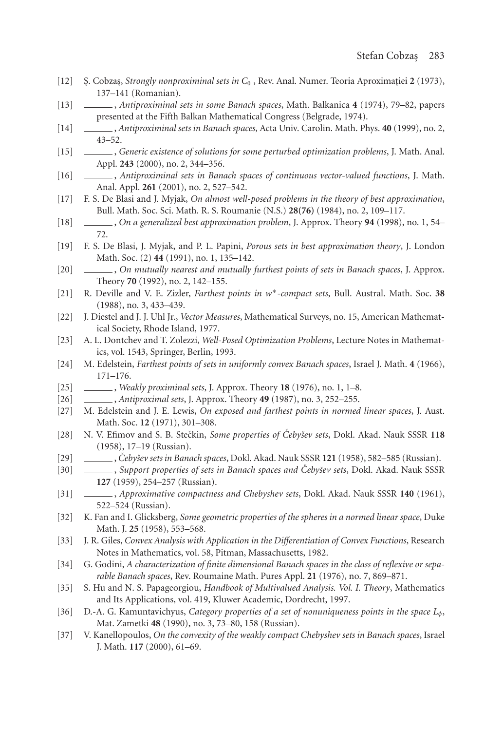[12] Ş. Cobzaş, *Strongly nonproximinal sets in $C_0$*, Rev. Anal. Numer. Teoria Aproximaţiei **2** (1973), 137–141 (Romanian).

[13] ______, *Antiproximinal sets in some Banach spaces*, Math. Balkanica **4** (1974), 79–82, papers presented at the Fifth Balkan Mathematical Congress (Belgrade, 1974).

[14] ______, *Antiproximinal sets in Banach spaces*, Acta Univ. Carolin. Math. Phys. **40** (1999), no. 2, 43–52.

[15] ______, *Generic existence of solutions for some perturbed optimization problems*, J. Math. Anal. Appl. **243** (2000), no. 2, 344–356.

[16] ______, *Antiproximinal sets in Banach spaces of continuous vector-valued functions*, J. Math. Anal. Appl. **261** (2001), no. 2, 527–542.

[17] F. S. De Blasi and J. Myjak, *On almost well-posed problems in the theory of best approximation*, Bull. Math. Soc. Sci. Math. R. S. Roumanie (N.S.) **28(76)** (1984), no. 2, 109–117.

[18] ______, *On a generalized best approximation problem*, J. Approx. Theory **94** (1998), no. 1, 54–72.

[19] F. S. De Blasi, J. Myjak, and P. L. Papini, *Porous sets in best approximation theory*, J. London Math. Soc. (2) **44** (1991), no. 1, 135–142.

[20] ______, *On mutually nearest and mutually furthest points of sets in Banach spaces*, J. Approx. Theory **70** (1992), no. 2, 142–155.

[21] R. Deville and V. E. Zizler, *Farthest points in $w^*$-compact sets*, Bull. Austral. Math. Soc. **38** (1988), no. 3, 433–439.

[22] J. Diestel and J. J. Uhl Jr., *Vector Measures*, Mathematical Surveys, no. 15, American Mathematical Society, Rhode Island, 1977.

[23] A. L. Dontchev and T. Zolezzi, *Well-Posed Optimization Problems*, Lecture Notes in Mathematics, vol. 1543, Springer, Berlin, 1993.

[24] M. Edelstein, *Farthest points of sets in uniformly convex Banach spaces*, Israel J. Math. **4** (1966), 171–176.

[25] ______, *Weakly proximinal sets*, J. Approx. Theory **18** (1976), no. 1, 1–8.

[26] ______, *Antiproximal sets*, J. Approx. Theory **49** (1987), no. 3, 252–255.

[27] M. Edelstein and J. E. Lewis, *On exposed and farthest points in normed linear spaces*, J. Aust. Math. Soc. **12** (1971), 301–308.

[28] N. V. Efimov and S. B. Stečkin, *Some properties of Čebyšev sets*, Dokl. Akad. Nauk SSSR **118** (1958), 17–19 (Russian).

[29] ______, *Čebyšev sets in Banach spaces*, Dokl. Akad. Nauk SSSR **121** (1958), 582–585 (Russian).

[30] ______, *Support properties of sets in Banach spaces and Čebyšev sets*, Dokl. Akad. Nauk SSSR **127** (1959), 254–257 (Russian).

[31] ______, *Approximative compactness and Chebyshev sets*, Dokl. Akad. Nauk SSSR **140** (1961), 522–524 (Russian).

[32] K. Fan and I. Glicksberg, *Some geometric properties of the spheres in a normed linear space*, Duke Math. J. **25** (1958), 553–568.

[33] J. R. Giles, *Convex Analysis with Application in the Differentiation of Convex Functions*, Research Notes in Mathematics, vol. 58, Pitman, Massachusetts, 1982.

[34] G. Godini, *A characterization of finite dimensional Banach spaces in the class of reflexive or separable Banach spaces*, Rev. Roumaine Math. Pures Appl. **21** (1976), no. 7, 869–871.

[35] S. Hu and N. S. Papageorgiou, *Handbook of Multivalued Analysis. Vol. I. Theory*, Mathematics and Its Applications, vol. 419, Kluwer Academic, Dordrecht, 1997.

[36] D.-A. G. Kamuntavichyus, *Category properties of a set of nonuniqueness points in the space $L_\phi$*, Mat. Zametki **48** (1990), no. 3, 73–80, 158 (Russian).

[37] V. Kanellopoulos, *On the convexity of the weakly compact Chebyshev sets in Banach spaces*, Israel J. Math. **117** (2000), 61–69.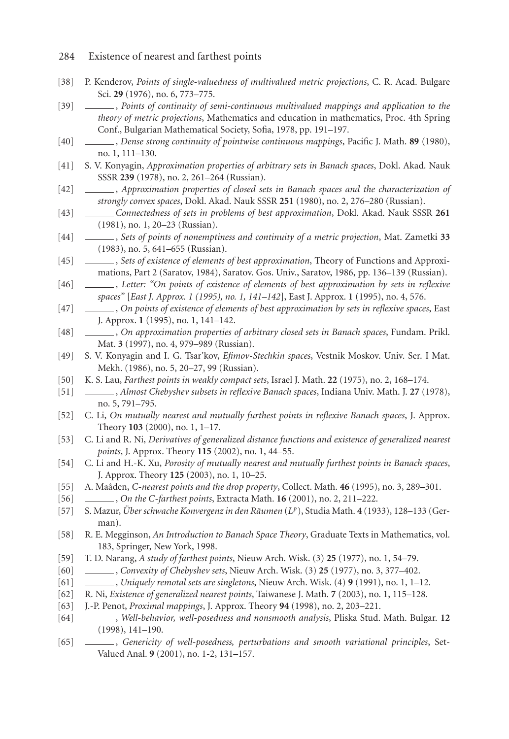- [38] P. Kenderov, *Points of single-valuedness of multivalued metric projections*, C. R. Acad. Bulgare Sci. **29** (1976), no. 6, 773–775.
- [39] ______, *Points of continuity of semi-continuous multivalued mappings and application to the theory of metric projections*, Mathematics and education in mathematics, Proc. 4th Spring Conf., Bulgarian Mathematical Society, Sofia, 1978, pp. 191–197.
- [40] ______, *Dense strong continuity of pointwise continuous mappings*, Pacific J. Math. **89** (1980), no. 1, 111–130.
- [41] S. V. Konyagin, *Approximation properties of arbitrary sets in Banach spaces*, Dokl. Akad. Nauk SSSR **239** (1978), no. 2, 261–264 (Russian).
- [42] ______, *Approximation properties of closed sets in Banach spaces and the characterization of strongly convex spaces*, Dokl. Akad. Nauk SSSR **251** (1980), no. 2, 276–280 (Russian).
- [43] ______ *Connectedness of sets in problems of best approximation*, Dokl. Akad. Nauk SSSR **261** (1981), no. 1, 20–23 (Russian).
- [44] ______, *Sets of points of nonemptiness and continuity of a metric projection*, Mat. Zametki **33** (1983), no. 5, 641–655 (Russian).
- [45] ______, *Sets of existence of elements of best approximation*, Theory of Functions and Approximations, Part 2 (Saratov, 1984), Saratov. Gos. Univ., Saratov, 1986, pp. 136–139 (Russian).
- [46] ______, *Letter: "On points of existence of elements of best approximation by sets in reflexive spaces" [East J. Approx. 1 (1995), no. 1, 141–142]*, East J. Approx. **1** (1995), no. 4, 576.
- [47] ______, *On points of existence of elements of best approximation by sets in reflexive spaces*, East J. Approx. **1** (1995), no. 1, 141–142.
- [48] ______, *On approximation properties of arbitrary closed sets in Banach spaces*, Fundam. Prikl. Mat. **3** (1997), no. 4, 979–989 (Russian).
- [49] S. V. Konyagin and I. G. Tsar'kov, *Efimov-Stechkin spaces*, Vestnik Moskov. Univ. Ser. I Mat. Mekh. (1986), no. 5, 20–27, 99 (Russian).
- [50] K. S. Lau, *Farthest points in weakly compact sets*, Israel J. Math. **22** (1975), no. 2, 168–174.
- [51] ______, *Almost Chebyshev subsets in reflexive Banach spaces*, Indiana Univ. Math. J. **27** (1978), no. 5, 791–795.
- [52] C. Li, *On mutually nearest and mutually furthest points in reflexive Banach spaces*, J. Approx. Theory **103** (2000), no. 1, 1–17.
- [53] C. Li and R. Ni, *Derivatives of generalized distance functions and existence of generalized nearest points*, J. Approx. Theory **115** (2002), no. 1, 44–55.
- [54] C. Li and H.-K. Xu, *Porosity of mutually nearest and mutually furthest points in Banach spaces*, J. Approx. Theory **125** (2003), no. 1, 10–25.
- [55] A. Maaden, *C-nearest points and the drop property*, Collect. Math. **46** (1995), no. 3, 289–301.
- [56] ______, *On the C-farthest points*, Extracta Math. **16** (2001), no. 2, 211–222.
- [57] S. Mazur, *Über schwache Konvergenz in den Räumen* ($L^p$), Studia Math. **4** (1933), 128–133 (German).
- [58] R. E. Megginson, *An Introduction to Banach Space Theory*, Graduate Texts in Mathematics, vol. 183, Springer, New York, 1998.
- [59] T. D. Narang, *A study of farthest points*, Nieuw Arch. Wisk. (3) **25** (1977), no. 1, 54–79.
- [60] ______, *Convexity of Chebyshev sets*, Nieuw Arch. Wisk. (3) **25** (1977), no. 3, 377–402.
- [61] ______, *Uniquely remotal sets are singletons*, Nieuw Arch. Wisk. (4) **9** (1991), no. 1, 1–12.
- [62] R. Ni, *Existence of generalized nearest points*, Taiwanese J. Math. **7** (2003), no. 1, 115–128.
- [63] J.-P. Penot, *Proximal mappings*, J. Approx. Theory **94** (1998), no. 2, 203–221.
- [64] ______, *Well-behavior, well-posedness and nonsmooth analysis*, Pliska Stud. Math. Bulgar. **12** (1998), 141–190.
- [65] ______, *Genericity of well-posedness, perturbations and smooth variational principles*, Set-Valued Anal. **9** (2001), no. 1-2, 131–157.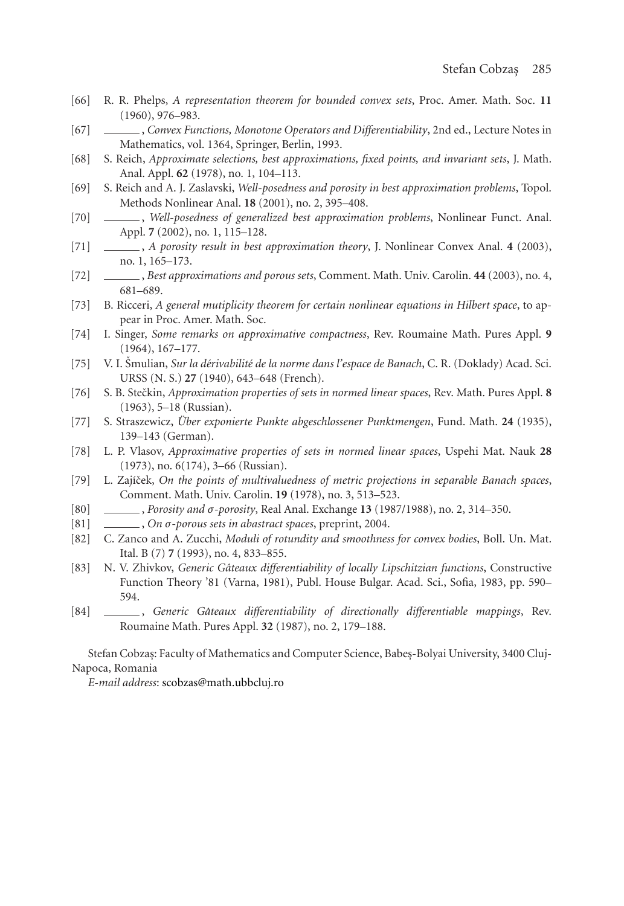[66] R. R. Phelps, *A representation theorem for bounded convex sets*, Proc. Amer. Math. Soc. **11** (1960), 976–983.

[67] ______, *Convex Functions, Monotone Operators and Differentiability*, 2nd ed., Lecture Notes in Mathematics, vol. 1364, Springer, Berlin, 1993.

[68] S. Reich, *Approximate selections, best approximations, fixed points, and invariant sets*, J. Math. Anal. Appl. **62** (1978), no. 1, 104–113.

[69] S. Reich and A. J. Zaslavski, *Well-posedness and porosity in best approximation problems*, Topol. Methods Nonlinear Anal. **18** (2001), no. 2, 395–408.

[70] ______, *Well-posedness of generalized best approximation problems*, Nonlinear Funct. Anal. Appl. **7** (2002), no. 1, 115–128.

[71] ______, *A porosity result in best approximation theory*, J. Nonlinear Convex Anal. **4** (2003), no. 1, 165–173.

[72] ______, *Best approximations and porous sets*, Comment. Math. Univ. Carolin. **44** (2003), no. 4, 681–689.

[73] B. Ricceri, *A general mutiplicity theorem for certain nonlinear equations in Hilbert space*, to appear in Proc. Amer. Math. Soc.

[74] I. Singer, *Some remarks on approximative compactness*, Rev. Roumaine Math. Pures Appl. **9** (1964), 167–177.

[75] V. I. Šmulian, *Sur la dérivabilité de la norme dans l'espace de Banach*, C. R. (Doklady) Acad. Sci. URSS (N. S.) **27** (1940), 643–648 (French).

[76] S. B. Stečkin, *Approximation properties of sets in normed linear spaces*, Rev. Math. Pures Appl. **8** (1963), 5–18 (Russian).

[77] S. Straszewicz, *Über exponierte Punkte abgeschlossener Punktmengen*, Fund. Math. **24** (1935), 139–143 (German).

[78] L. P. Vlasov, *Approximative properties of sets in normed linear spaces*, Uspehi Mat. Nauk **28** (1973), no. 6(174), 3–66 (Russian).

[79] L. Zajíček, *On the points of multivaluedness of metric projections in separable Banach spaces*, Comment. Math. Univ. Carolin. **19** (1978), no. 3, 513–523.

[80] ______, *Porosity and $\sigma$-porosity*, Real Anal. Exchange **13** (1987/1988), no. 2, 314–350.

[81] ______, *On $\sigma$-porous sets in abastract spaces*, preprint, 2004.

[82] C. Zanco and A. Zucchi, *Moduli of rotundity and smoothness for convex bodies*, Boll. Un. Mat. Ital. B (7) **7** (1993), no. 4, 833–855.

[83] N. V. Zhivkov, *Generic Gâteaux differentiability of locally Lipschitzian functions*, Constructive Function Theory '81 (Varna, 1981), Publ. House Bulgar. Acad. Sci., Sofia, 1983, pp. 590–594.

[84] ______, *Generic Gâteaux differentiability of directionally differentiable mappings*, Rev. Roumaine Math. Pures Appl. **32** (1987), no. 2, 179–188.

Stefan Cobzaş: Faculty of Mathematics and Computer Science, Babeş-Bolyai University, 3400 Cluj-Napoca, Romania

*E-mail address*: scobzas@math.ubbcluj.ro